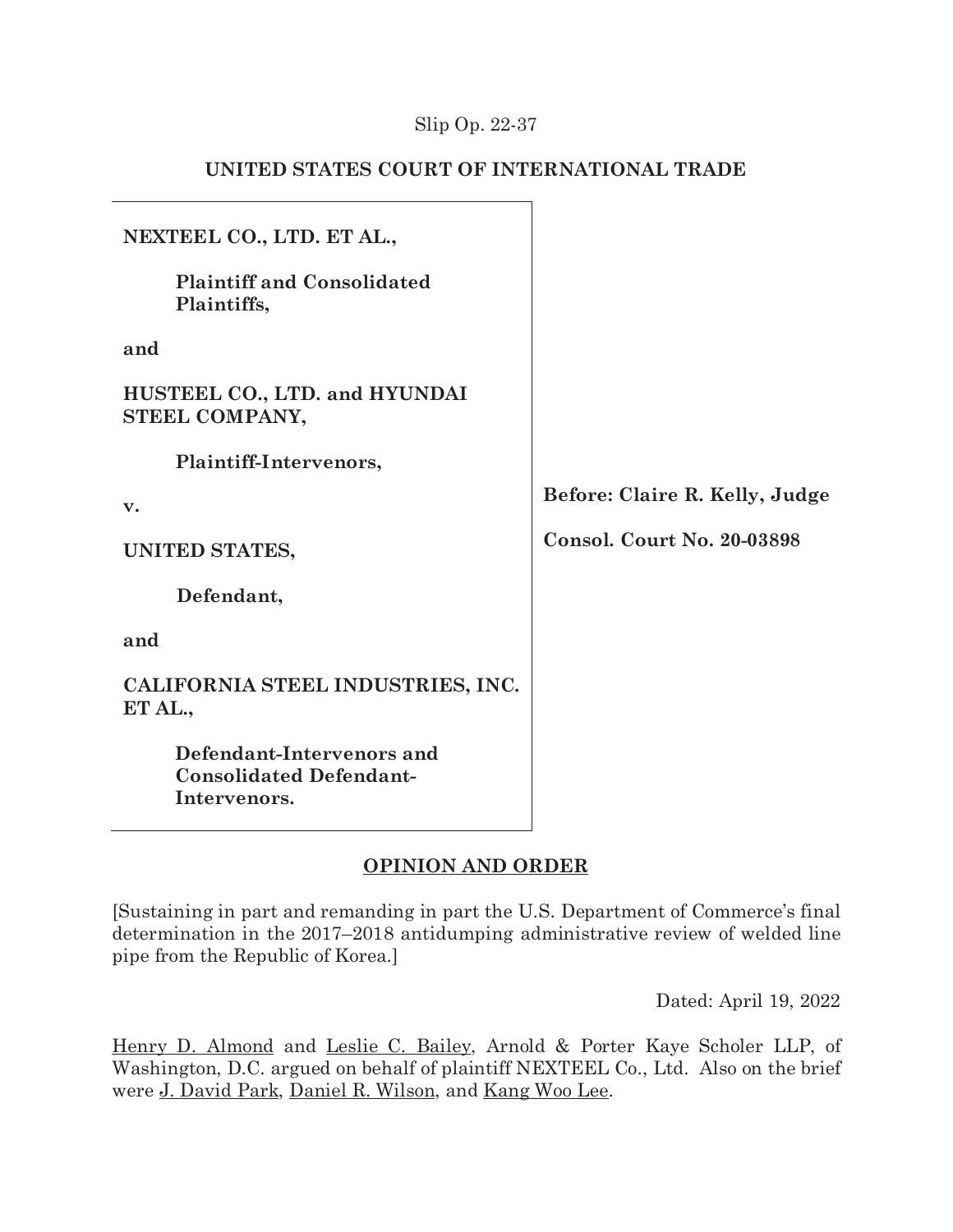Slip Op. 22-37

## UNITED STATES COURT OF INTERNATIONAL TRADE

| | |
|---|---|
| **NEXTEEL CO., LTD. ET AL.,**<br><br>**Plaintiff and Consolidated Plaintiffs,**<br><br>**and**<br><br>**HUSTEEL CO., LTD. and HYUNDAI STEEL COMPANY,**<br><br>**Plaintiff-Intervenors,**<br><br>**v.**<br><br>**UNITED STATES,**<br><br>**Defendant,**<br><br>**and**<br><br>**CALIFORNIA STEEL INDUSTRIES, INC. ET AL.,**<br><br>**Defendant-Intervenors and Consolidated Defendant-Intervenors.** | **Before: Claire R. Kelly, Judge**<br><br>**Consol. Court No. 20-03898** |

**OPINION AND ORDER**

[Sustaining in part and remanding in part the U.S. Department of Commerce's final determination in the 2017–2018 antidumping administrative review of welded line pipe from the Republic of Korea.]

Dated: April 19, 2022

Henry D. Almond and Leslie C. Bailey, Arnold & Porter Kaye Scholer LLP, of Washington, D.C. argued on behalf of plaintiff NEXTEEL Co., Ltd. Also on the brief were J. David Park, Daniel R. Wilson, and Kang Woo Lee.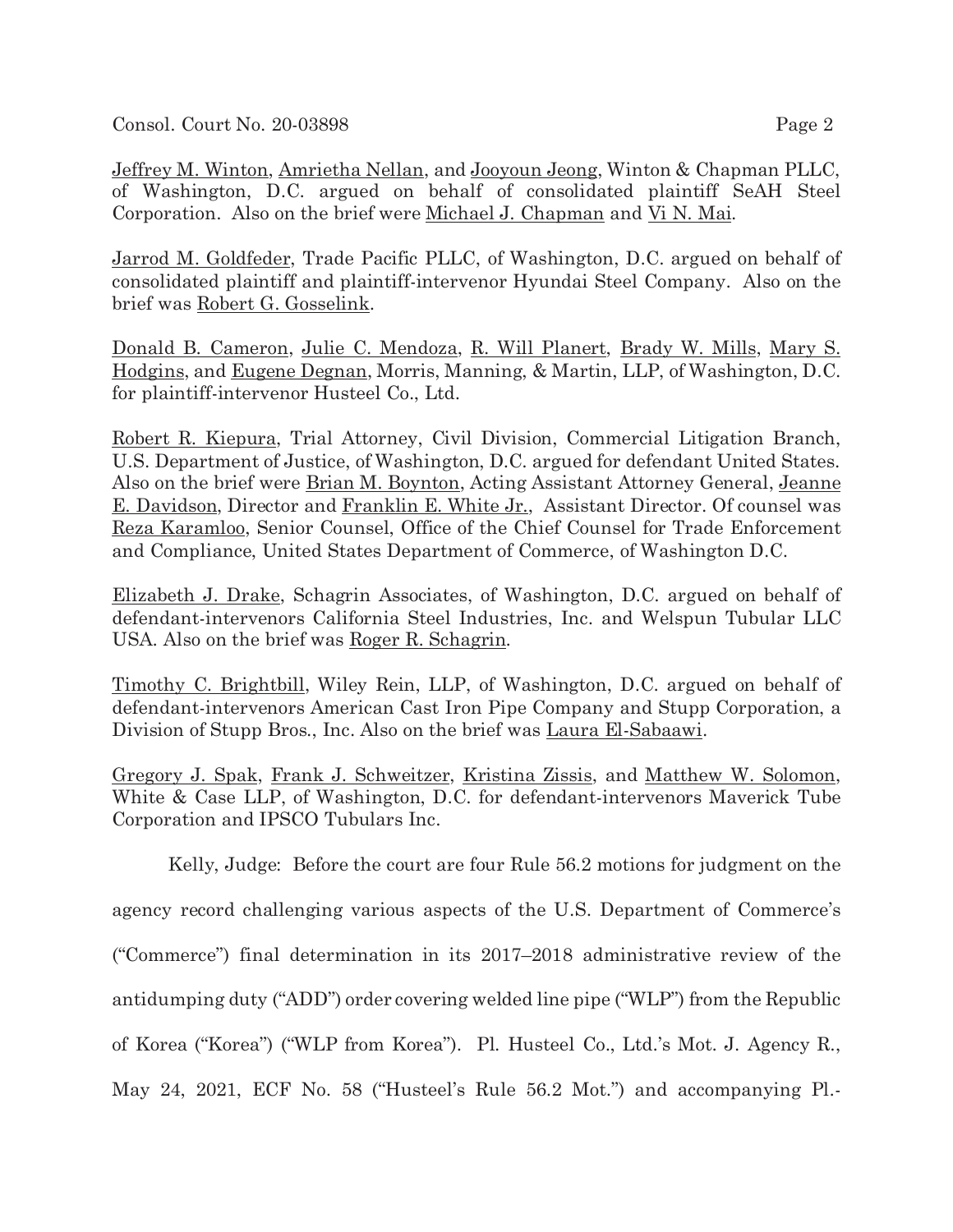Jeffrey M. Winton, Amrietha Nellan, and Jooyoun Jeong, Winton & Chapman PLLC, of Washington, D.C. argued on behalf of consolidated plaintiff SeAH Steel Corporation. Also on the brief were Michael J. Chapman and Vi N. Mai.

Jarrod M. Goldfeder, Trade Pacific PLLC, of Washington, D.C. argued on behalf of consolidated plaintiff and plaintiff-intervenor Hyundai Steel Company. Also on the brief was Robert G. Gosselink.

Donald B. Cameron, Julie C. Mendoza, R. Will Planert, Brady W. Mills, Mary S. Hodgins, and Eugene Degnan, Morris, Manning, & Martin, LLP, of Washington, D.C. for plaintiff-intervenor Husteel Co., Ltd.

Robert R. Kiepura, Trial Attorney, Civil Division, Commercial Litigation Branch, U.S. Department of Justice, of Washington, D.C. argued for defendant United States. Also on the brief were Brian M. Boynton, Acting Assistant Attorney General, Jeanne E. Davidson, Director and Franklin E. White Jr., Assistant Director. Of counsel was Reza Karamloo, Senior Counsel, Office of the Chief Counsel for Trade Enforcement and Compliance, United States Department of Commerce, of Washington D.C.

Elizabeth J. Drake, Schagrin Associates, of Washington, D.C. argued on behalf of defendant-intervenors California Steel Industries, Inc. and Welspun Tubular LLC USA. Also on the brief was Roger R. Schagrin.

Timothy C. Brightbill, Wiley Rein, LLP, of Washington, D.C. argued on behalf of defendant-intervenors American Cast Iron Pipe Company and Stupp Corporation, a Division of Stupp Bros., Inc. Also on the brief was Laura El-Sabaawi.

Gregory J. Spak, Frank J. Schweitzer, Kristina Zissis, and Matthew W. Solomon, White & Case LLP, of Washington, D.C. for defendant-intervenors Maverick Tube Corporation and IPSCO Tubulars Inc.

Kelly, Judge: Before the court are four Rule 56.2 motions for judgment on the agency record challenging various aspects of the U.S. Department of Commerce's ("Commerce") final determination in its 2017–2018 administrative review of the antidumping duty ("ADD") order covering welded line pipe ("WLP") from the Republic of Korea ("Korea") ("WLP from Korea"). Pl. Husteel Co., Ltd.'s Mot. J. Agency R., May 24, 2021, ECF No. 58 ("Husteel's Rule 56.2 Mot.") and accompanying Pl.-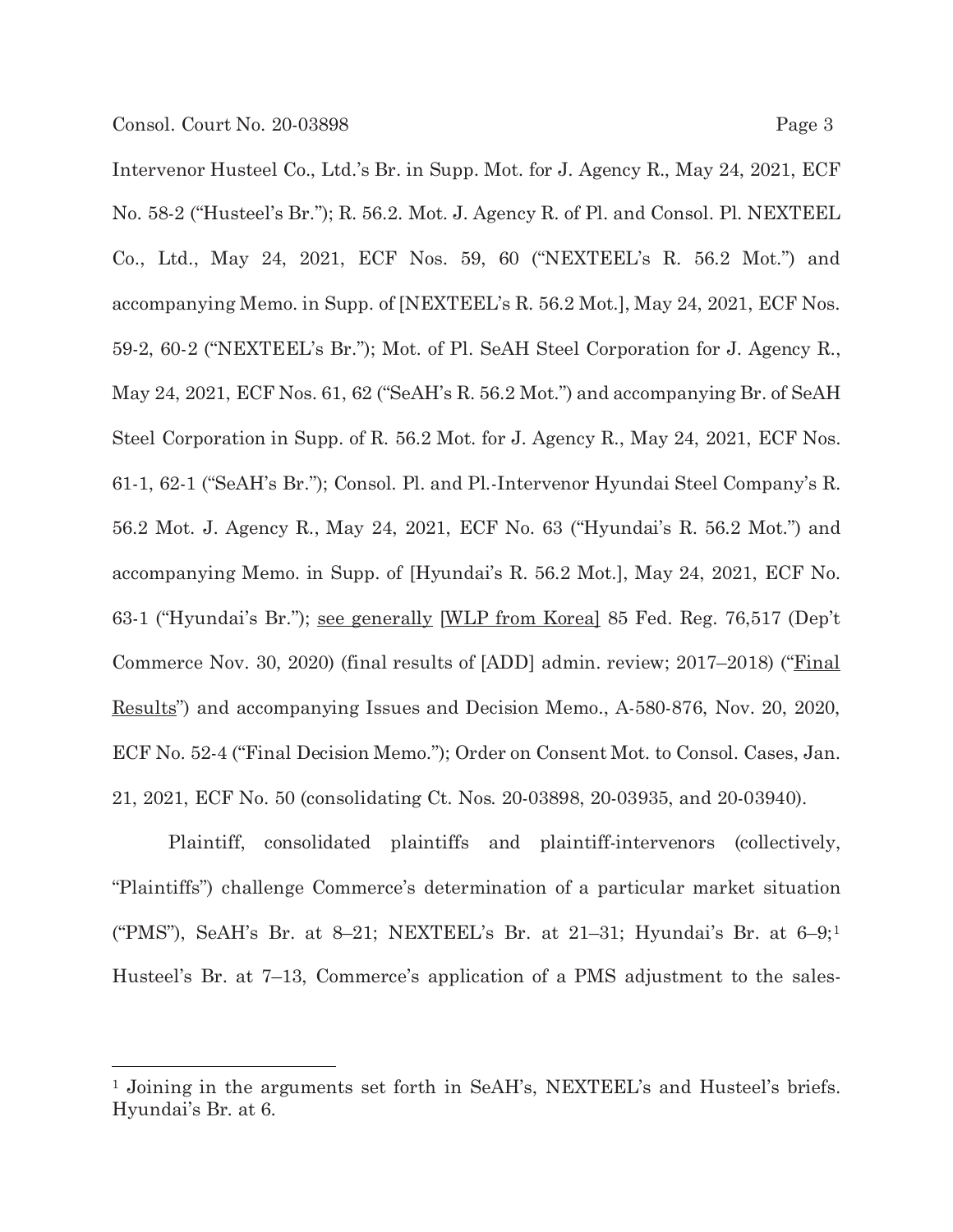Intervenor Husteel Co., Ltd.'s Br. in Supp. Mot. for J. Agency R., May 24, 2021, ECF No. 58-2 ("Husteel's Br."); R. 56.2. Mot. J. Agency R. of Pl. and Consol. Pl. NEXTEEL Co., Ltd., May 24, 2021, ECF Nos. 59, 60 ("NEXTEEL's R. 56.2 Mot.") and accompanying Memo. in Supp. of [NEXTEEL's R. 56.2 Mot.], May 24, 2021, ECF Nos. 59-2, 60-2 ("NEXTEEL's Br."); Mot. of Pl. SeAH Steel Corporation for J. Agency R., May 24, 2021, ECF Nos. 61, 62 ("SeAH's R. 56.2 Mot.") and accompanying Br. of SeAH Steel Corporation in Supp. of R. 56.2 Mot. for J. Agency R., May 24, 2021, ECF Nos. 61-1, 62-1 ("SeAH's Br."); Consol. Pl. and Pl.-Intervenor Hyundai Steel Company's R. 56.2 Mot. J. Agency R., May 24, 2021, ECF No. 63 ("Hyundai's R. 56.2 Mot.") and accompanying Memo. in Supp. of [Hyundai's R. 56.2 Mot.], May 24, 2021, ECF No. 63-1 ("Hyundai's Br."); see generally [WLP from Korea] 85 Fed. Reg. 76,517 (Dep't Commerce Nov. 30, 2020) (final results of [ADD] admin. review; 2017–2018) ("Final Results") and accompanying Issues and Decision Memo., A-580-876, Nov. 20, 2020, ECF No. 52-4 ("Final Decision Memo."); Order on Consent Mot. to Consol. Cases, Jan. 21, 2021, ECF No. 50 (consolidating Ct. Nos. 20-03898, 20-03935, and 20-03940).

Plaintiff, consolidated plaintiffs and plaintiff-intervenors (collectively, "Plaintiffs") challenge Commerce's determination of a particular market situation ("PMS"), SeAH's Br. at 8–21; NEXTEEL's Br. at 21–31; Hyundai's Br. at 6–9;[1] Husteel's Br. at 7–13, Commerce's application of a PMS adjustment to the sales-

[1] Joining in the arguments set forth in SeAH's, NEXTEEL's and Husteel's briefs. Hyundai's Br. at 6.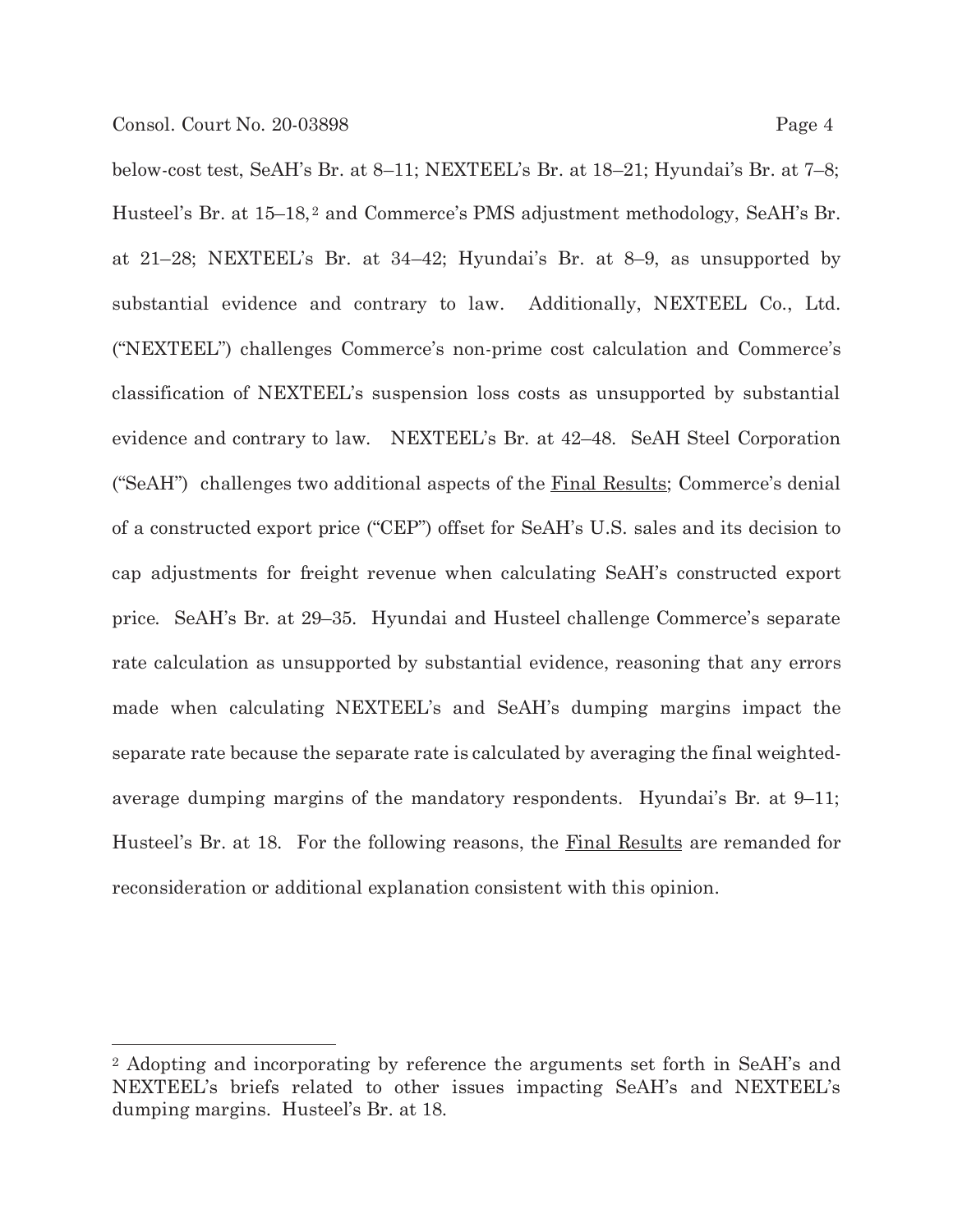below-cost test, SeAH's Br. at 8–11; NEXTEEL's Br. at 18–21; Hyundai's Br. at 7–8; Husteel's Br. at 15–18,[2] and Commerce's PMS adjustment methodology, SeAH's Br. at 21–28; NEXTEEL's Br. at 34–42; Hyundai's Br. at 8–9, as unsupported by substantial evidence and contrary to law. Additionally, NEXTEEL Co., Ltd. ("NEXTEEL") challenges Commerce's non-prime cost calculation and Commerce's classification of NEXTEEL's suspension loss costs as unsupported by substantial evidence and contrary to law. NEXTEEL's Br. at 42–48. SeAH Steel Corporation ("SeAH") challenges two additional aspects of the <u>Final Results</u>; Commerce's denial of a constructed export price ("CEP") offset for SeAH's U.S. sales and its decision to cap adjustments for freight revenue when calculating SeAH's constructed export price. SeAH's Br. at 29–35. Hyundai and Husteel challenge Commerce's separate rate calculation as unsupported by substantial evidence, reasoning that any errors made when calculating NEXTEEL's and SeAH's dumping margins impact the separate rate because the separate rate is calculated by averaging the final weighted-average dumping margins of the mandatory respondents. Hyundai's Br. at 9–11; Husteel's Br. at 18. For the following reasons, the <u>Final Results</u> are remanded for reconsideration or additional explanation consistent with this opinion.

---

[2] Adopting and incorporating by reference the arguments set forth in SeAH's and NEXTEEL's briefs related to other issues impacting SeAH's and NEXTEEL's dumping margins. Husteel's Br. at 18.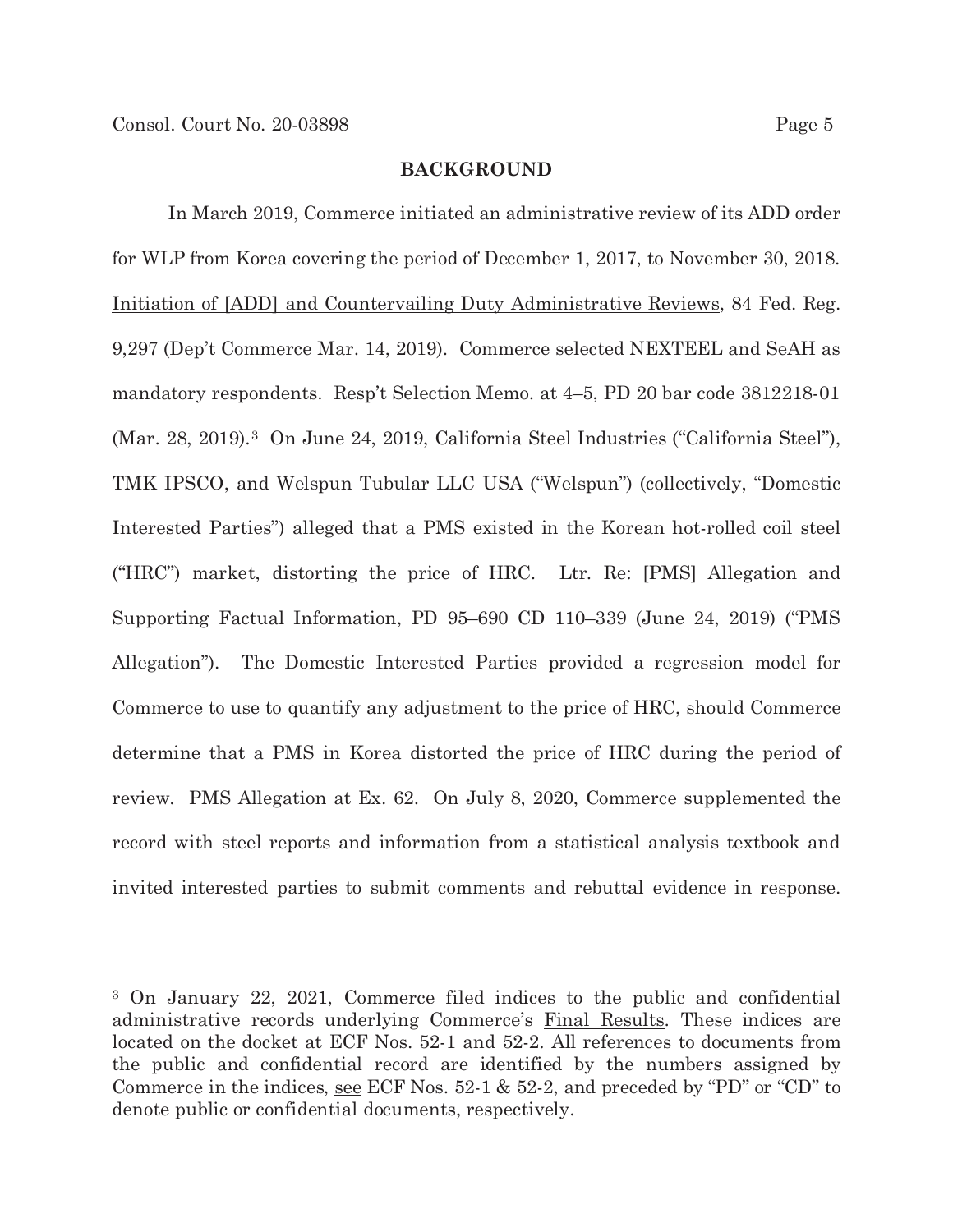## BACKGROUND

In March 2019, Commerce initiated an administrative review of its ADD order for WLP from Korea covering the period of December 1, 2017, to November 30, 2018. Initiation of [ADD] and Countervailing Duty Administrative Reviews, 84 Fed. Reg. 9,297 (Dep't Commerce Mar. 14, 2019). Commerce selected NEXTEEL and SeAH as mandatory respondents. Resp't Selection Memo. at 4–5, PD 20 bar code 3812218-01 (Mar. 28, 2019).[3] On June 24, 2019, California Steel Industries ("California Steel"), TMK IPSCO, and Welspun Tubular LLC USA ("Welspun") (collectively, "Domestic Interested Parties") alleged that a PMS existed in the Korean hot-rolled coil steel ("HRC") market, distorting the price of HRC. Ltr. Re: [PMS] Allegation and Supporting Factual Information, PD 95–690 CD 110–339 (June 24, 2019) ("PMS Allegation"). The Domestic Interested Parties provided a regression model for Commerce to use to quantify any adjustment to the price of HRC, should Commerce determine that a PMS in Korea distorted the price of HRC during the period of review. PMS Allegation at Ex. 62. On July 8, 2020, Commerce supplemented the record with steel reports and information from a statistical analysis textbook and invited interested parties to submit comments and rebuttal evidence in response.

[3] On January 22, 2021, Commerce filed indices to the public and confidential administrative records underlying Commerce's Final Results. These indices are located on the docket at ECF Nos. 52-1 and 52-2. All references to documents from the public and confidential record are identified by the numbers assigned by Commerce in the indices, see ECF Nos. 52-1 & 52-2, and preceded by "PD" or "CD" to denote public or confidential documents, respectively.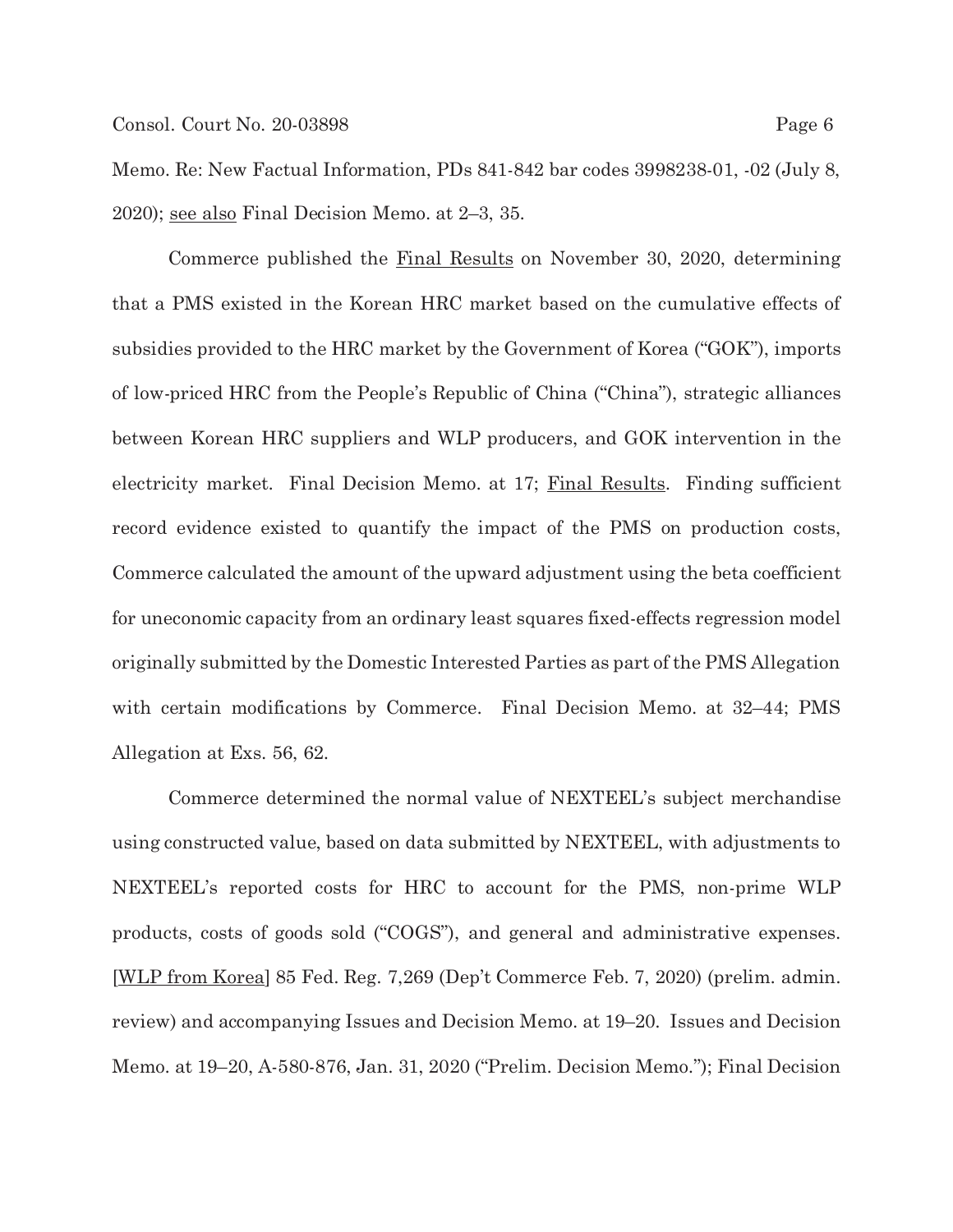Memo. Re: New Factual Information, PDs 841-842 bar codes 3998238-01, -02 (July 8, 2020); see also Final Decision Memo. at 2–3, 35.

Commerce published the Final Results on November 30, 2020, determining that a PMS existed in the Korean HRC market based on the cumulative effects of subsidies provided to the HRC market by the Government of Korea ("GOK"), imports of low-priced HRC from the People's Republic of China ("China"), strategic alliances between Korean HRC suppliers and WLP producers, and GOK intervention in the electricity market. Final Decision Memo. at 17; Final Results. Finding sufficient record evidence existed to quantify the impact of the PMS on production costs, Commerce calculated the amount of the upward adjustment using the beta coefficient for uneconomic capacity from an ordinary least squares fixed-effects regression model originally submitted by the Domestic Interested Parties as part of the PMS Allegation with certain modifications by Commerce. Final Decision Memo. at 32–44; PMS Allegation at Exs. 56, 62.

Commerce determined the normal value of NEXTEEL's subject merchandise using constructed value, based on data submitted by NEXTEEL, with adjustments to NEXTEEL's reported costs for HRC to account for the PMS, non-prime WLP products, costs of goods sold ("COGS"), and general and administrative expenses. [WLP from Korea] 85 Fed. Reg. 7,269 (Dep't Commerce Feb. 7, 2020) (prelim. admin. review) and accompanying Issues and Decision Memo. at 19–20. Issues and Decision Memo. at 19–20, A-580-876, Jan. 31, 2020 ("Prelim. Decision Memo."); Final Decision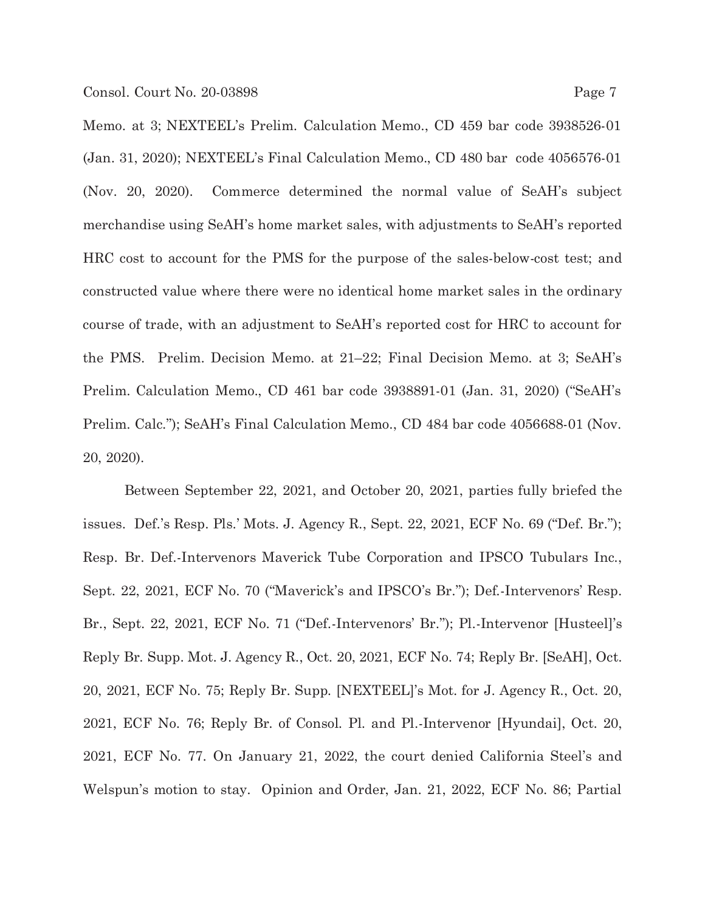Memo. at 3; NEXTEEL's Prelim. Calculation Memo., CD 459 bar code 3938526-01 (Jan. 31, 2020); NEXTEEL's Final Calculation Memo., CD 480 bar code 4056576-01 (Nov. 20, 2020). Commerce determined the normal value of SeAH's subject merchandise using SeAH's home market sales, with adjustments to SeAH's reported HRC cost to account for the PMS for the purpose of the sales-below-cost test; and constructed value where there were no identical home market sales in the ordinary course of trade, with an adjustment to SeAH's reported cost for HRC to account for the PMS. Prelim. Decision Memo. at 21–22; Final Decision Memo. at 3; SeAH's Prelim. Calculation Memo., CD 461 bar code 3938891-01 (Jan. 31, 2020) ("SeAH's Prelim. Calc."); SeAH's Final Calculation Memo., CD 484 bar code 4056688-01 (Nov. 20, 2020).

Between September 22, 2021, and October 20, 2021, parties fully briefed the issues. Def.'s Resp. Pls.' Mots. J. Agency R., Sept. 22, 2021, ECF No. 69 ("Def. Br."); Resp. Br. Def.-Intervenors Maverick Tube Corporation and IPSCO Tubulars Inc., Sept. 22, 2021, ECF No. 70 ("Maverick's and IPSCO's Br."); Def.-Intervenors' Resp. Br., Sept. 22, 2021, ECF No. 71 ("Def.-Intervenors' Br."); Pl.-Intervenor [Husteel]'s Reply Br. Supp. Mot. J. Agency R., Oct. 20, 2021, ECF No. 74; Reply Br. [SeAH], Oct. 20, 2021, ECF No. 75; Reply Br. Supp. [NEXTEEL]'s Mot. for J. Agency R., Oct. 20, 2021, ECF No. 76; Reply Br. of Consol. Pl. and Pl.-Intervenor [Hyundai], Oct. 20, 2021, ECF No. 77. On January 21, 2022, the court denied California Steel's and Welspun's motion to stay. Opinion and Order, Jan. 21, 2022, ECF No. 86; Partial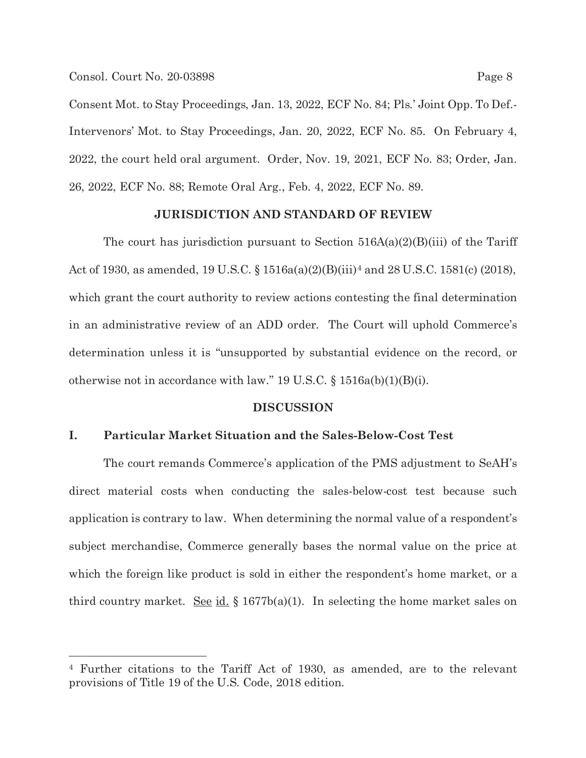Consent Mot. to Stay Proceedings, Jan. 13, 2022, ECF No. 84; Pls.' Joint Opp. To Def.-Intervenors' Mot. to Stay Proceedings, Jan. 20, 2022, ECF No. 85. On February 4, 2022, the court held oral argument. Order, Nov. 19, 2021, ECF No. 83; Order, Jan. 26, 2022, ECF No. 88; Remote Oral Arg., Feb. 4, 2022, ECF No. 89.

## JURISDICTION AND STANDARD OF REVIEW

The court has jurisdiction pursuant to Section 516A(a)(2)(B)(iii) of the Tariff Act of 1930, as amended, 19 U.S.C. § 1516a(a)(2)(B)(iii)[4] and 28 U.S.C. 1581(c) (2018), which grant the court authority to review actions contesting the final determination in an administrative review of an ADD order. The Court will uphold Commerce's determination unless it is "unsupported by substantial evidence on the record, or otherwise not in accordance with law." 19 U.S.C. § 1516a(b)(1)(B)(i).

## DISCUSSION

### I. Particular Market Situation and the Sales-Below-Cost Test

The court remands Commerce's application of the PMS adjustment to SeAH's direct material costs when conducting the sales-below-cost test because such application is contrary to law. When determining the normal value of a respondent's subject merchandise, Commerce generally bases the normal value on the price at which the foreign like product is sold in either the respondent's home market, or a third country market. See id. § 1677b(a)(1). In selecting the home market sales on

---

[4] Further citations to the Tariff Act of 1930, as amended, are to the relevant provisions of Title 19 of the U.S. Code, 2018 edition.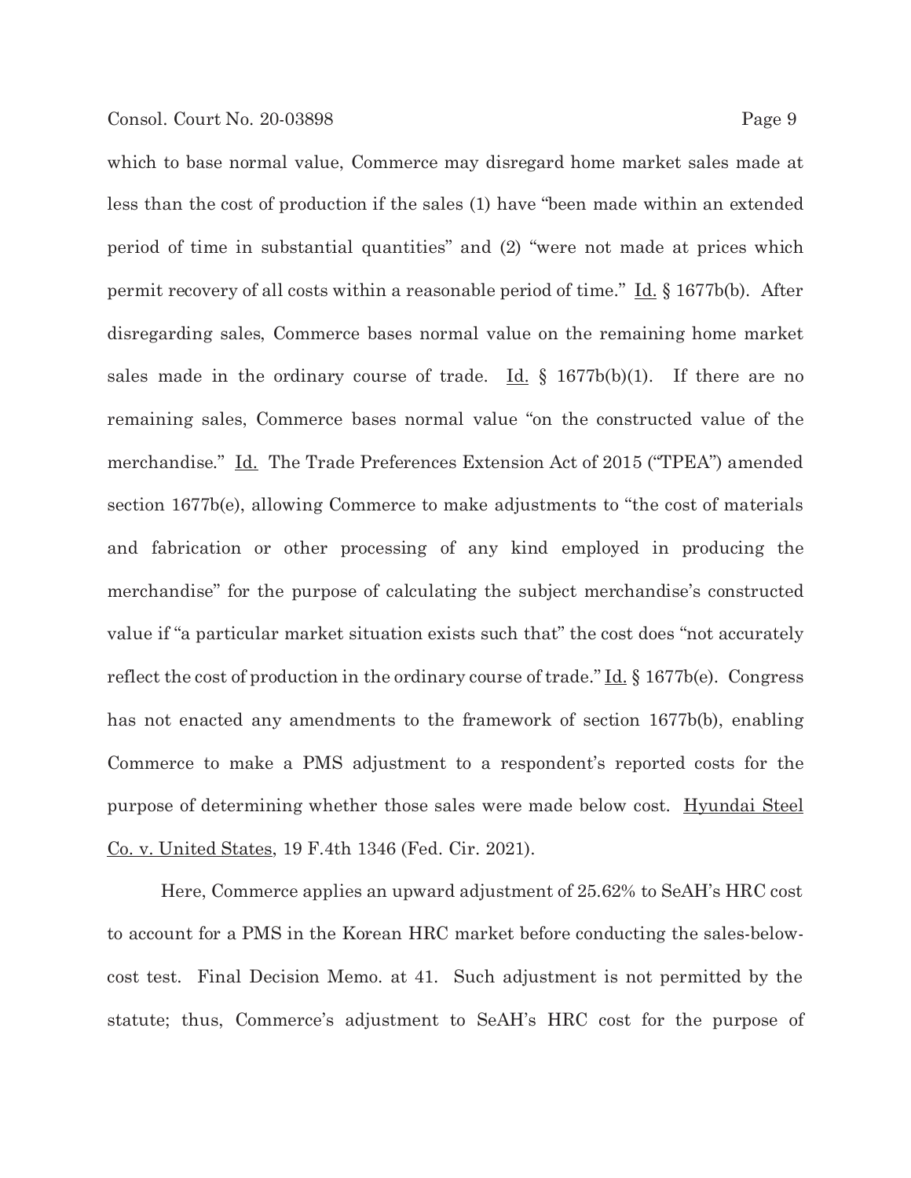which to base normal value, Commerce may disregard home market sales made at less than the cost of production if the sales (1) have "been made within an extended period of time in substantial quantities" and (2) "were not made at prices which permit recovery of all costs within a reasonable period of time." Id. § 1677b(b). After disregarding sales, Commerce bases normal value on the remaining home market sales made in the ordinary course of trade. Id. § 1677b(b)(1). If there are no remaining sales, Commerce bases normal value "on the constructed value of the merchandise." Id. The Trade Preferences Extension Act of 2015 ("TPEA") amended section 1677b(e), allowing Commerce to make adjustments to "the cost of materials and fabrication or other processing of any kind employed in producing the merchandise" for the purpose of calculating the subject merchandise's constructed value if "a particular market situation exists such that" the cost does "not accurately reflect the cost of production in the ordinary course of trade." Id. § 1677b(e). Congress has not enacted any amendments to the framework of section 1677b(b), enabling Commerce to make a PMS adjustment to a respondent's reported costs for the purpose of determining whether those sales were made below cost. Hyundai Steel Co. v. United States, 19 F.4th 1346 (Fed. Cir. 2021).

Here, Commerce applies an upward adjustment of 25.62% to SeAH's HRC cost to account for a PMS in the Korean HRC market before conducting the sales-below-cost test. Final Decision Memo. at 41. Such adjustment is not permitted by the statute; thus, Commerce's adjustment to SeAH's HRC cost for the purpose of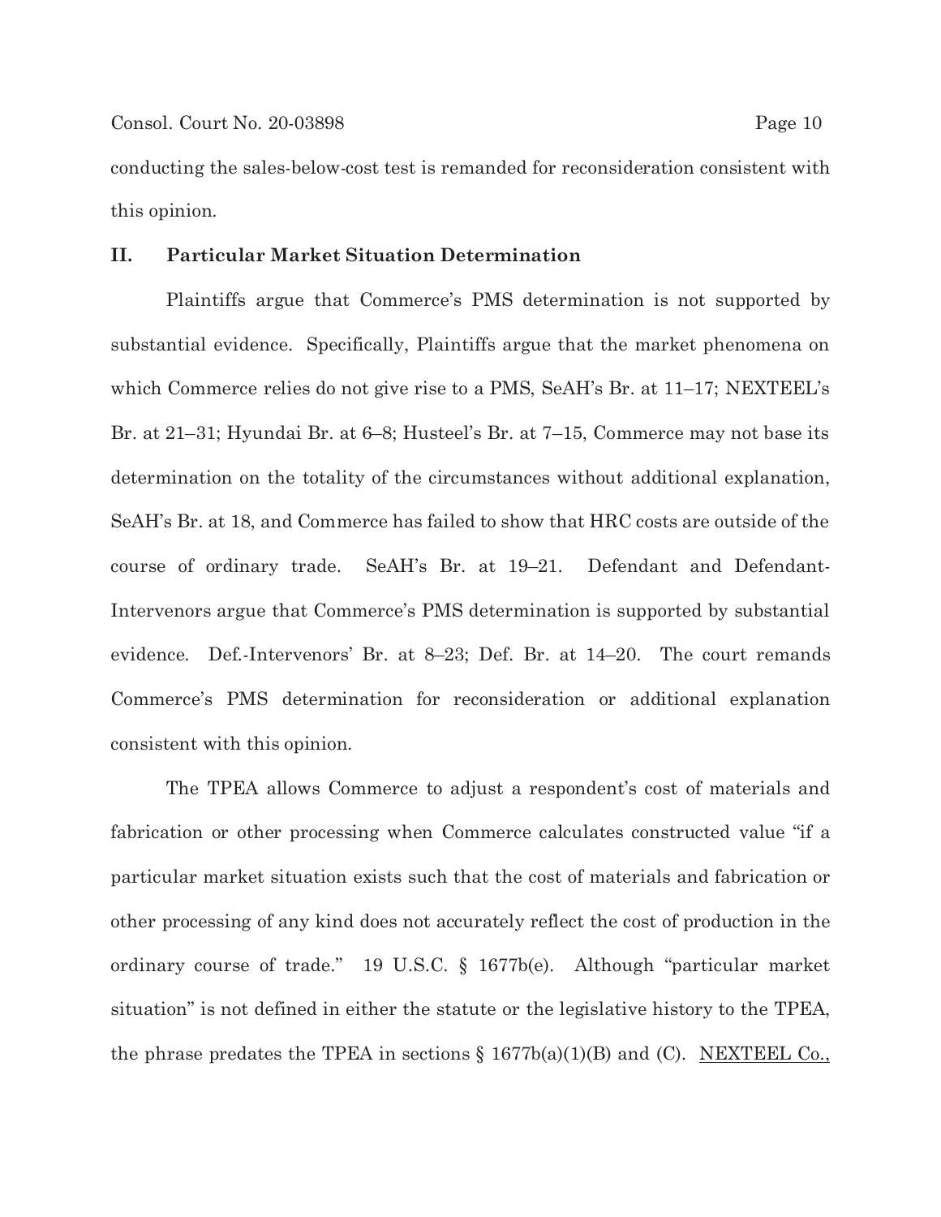conducting the sales-below-cost test is remanded for reconsideration consistent with this opinion.

## II. Particular Market Situation Determination

Plaintiffs argue that Commerce's PMS determination is not supported by substantial evidence. Specifically, Plaintiffs argue that the market phenomena on which Commerce relies do not give rise to a PMS, SeAH's Br. at 11–17; NEXTEEL's Br. at 21–31; Hyundai Br. at 6–8; Husteel's Br. at 7–15, Commerce may not base its determination on the totality of the circumstances without additional explanation, SeAH's Br. at 18, and Commerce has failed to show that HRC costs are outside of the course of ordinary trade. SeAH's Br. at 19–21. Defendant and Defendant-Intervenors argue that Commerce's PMS determination is supported by substantial evidence. Def.-Intervenors' Br. at 8–23; Def. Br. at 14–20. The court remands Commerce's PMS determination for reconsideration or additional explanation consistent with this opinion.

The TPEA allows Commerce to adjust a respondent's cost of materials and fabrication or other processing when Commerce calculates constructed value "if a particular market situation exists such that the cost of materials and fabrication or other processing of any kind does not accurately reflect the cost of production in the ordinary course of trade." 19 U.S.C. § 1677b(e). Although "particular market situation" is not defined in either the statute or the legislative history to the TPEA, the phrase predates the TPEA in sections § 1677b(a)(1)(B) and (C). NEXTEEL Co.,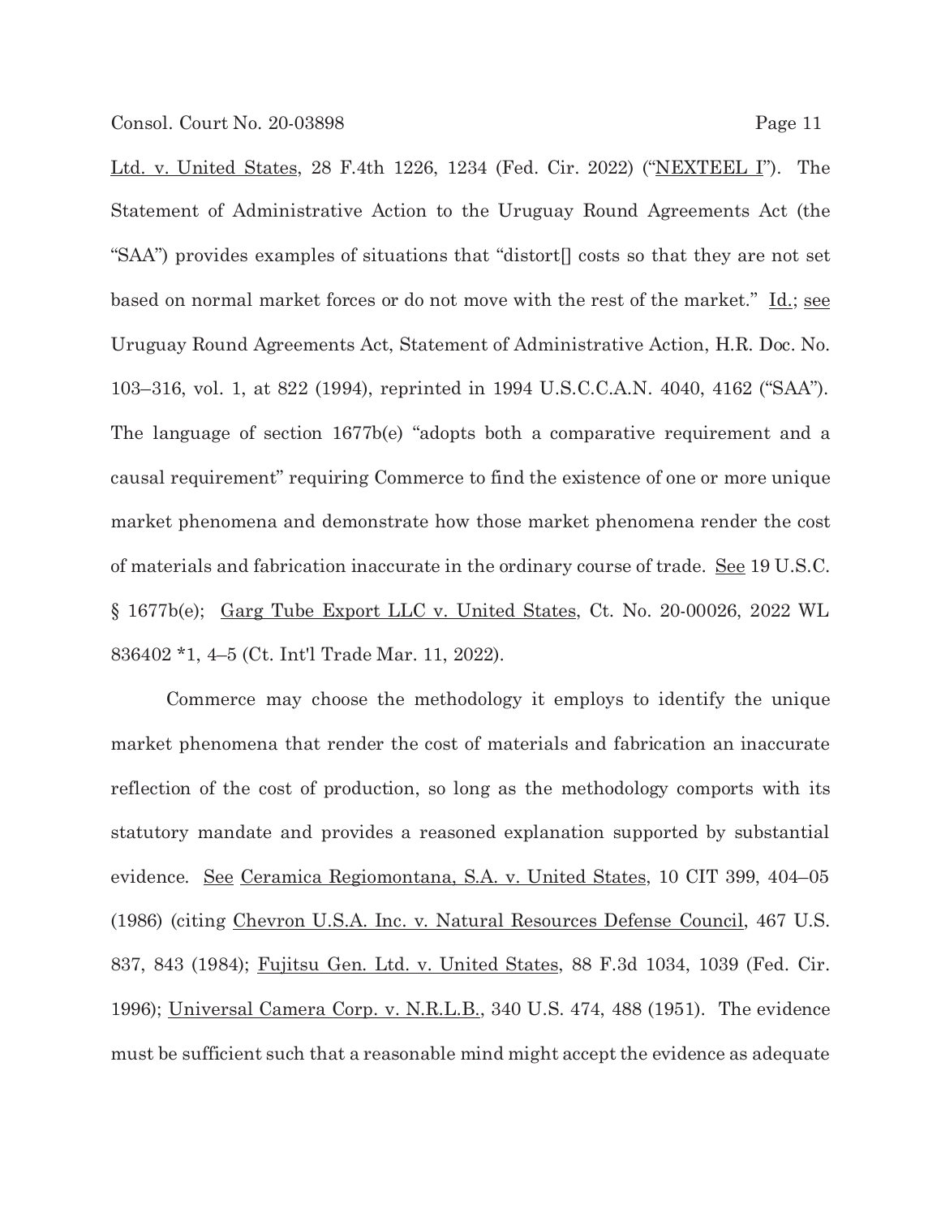Ltd. v. United States, 28 F.4th 1226, 1234 (Fed. Cir. 2022) ("NEXTEEL I"). The Statement of Administrative Action to the Uruguay Round Agreements Act (the "SAA") provides examples of situations that "distort[] costs so that they are not set based on normal market forces or do not move with the rest of the market." Id.; see Uruguay Round Agreements Act, Statement of Administrative Action, H.R. Doc. No. 103–316, vol. 1, at 822 (1994), reprinted in 1994 U.S.C.C.A.N. 4040, 4162 ("SAA"). The language of section 1677b(e) "adopts both a comparative requirement and a causal requirement" requiring Commerce to find the existence of one or more unique market phenomena and demonstrate how those market phenomena render the cost of materials and fabrication inaccurate in the ordinary course of trade. See 19 U.S.C. § 1677b(e); Garg Tube Export LLC v. United States, Ct. No. 20-00026, 2022 WL 836402 *1, 4–5 (Ct. Int'l Trade Mar. 11, 2022).

Commerce may choose the methodology it employs to identify the unique market phenomena that render the cost of materials and fabrication an inaccurate reflection of the cost of production, so long as the methodology comports with its statutory mandate and provides a reasoned explanation supported by substantial evidence. See Ceramica Regiomontana, S.A. v. United States, 10 CIT 399, 404–05 (1986) (citing Chevron U.S.A. Inc. v. Natural Resources Defense Council, 467 U.S. 837, 843 (1984); Fujitsu Gen. Ltd. v. United States, 88 F.3d 1034, 1039 (Fed. Cir. 1996); Universal Camera Corp. v. N.R.L.B., 340 U.S. 474, 488 (1951). The evidence must be sufficient such that a reasonable mind might accept the evidence as adequate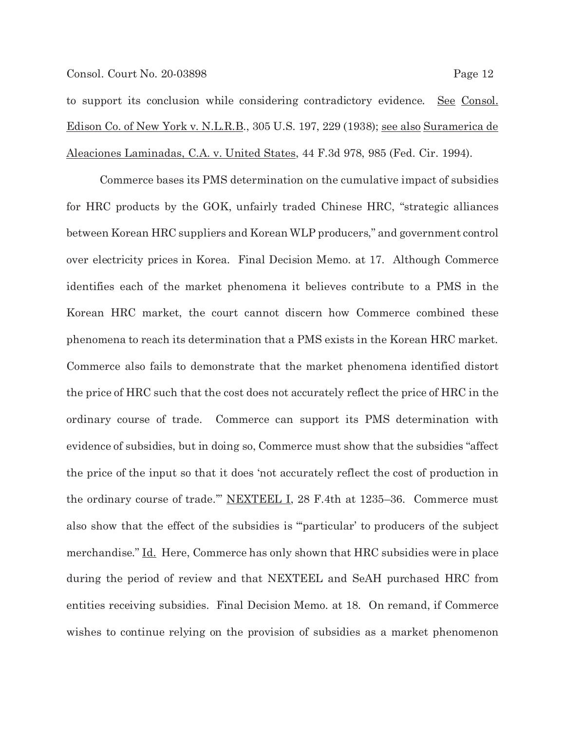to support its conclusion while considering contradictory evidence. See Consol. Edison Co. of New York v. N.L.R.B., 305 U.S. 197, 229 (1938); see also Suramerica de Aleaciones Laminadas, C.A. v. United States, 44 F.3d 978, 985 (Fed. Cir. 1994).

Commerce bases its PMS determination on the cumulative impact of subsidies for HRC products by the GOK, unfairly traded Chinese HRC, "strategic alliances between Korean HRC suppliers and Korean WLP producers," and government control over electricity prices in Korea. Final Decision Memo. at 17. Although Commerce identifies each of the market phenomena it believes contribute to a PMS in the Korean HRC market, the court cannot discern how Commerce combined these phenomena to reach its determination that a PMS exists in the Korean HRC market. Commerce also fails to demonstrate that the market phenomena identified distort the price of HRC such that the cost does not accurately reflect the price of HRC in the ordinary course of trade. Commerce can support its PMS determination with evidence of subsidies, but in doing so, Commerce must show that the subsidies "affect the price of the input so that it does 'not accurately reflect the cost of production in the ordinary course of trade.'" NEXTEEL I, 28 F.4th at 1235–36. Commerce must also show that the effect of the subsidies is "'particular' to producers of the subject merchandise." Id. Here, Commerce has only shown that HRC subsidies were in place during the period of review and that NEXTEEL and SeAH purchased HRC from entities receiving subsidies. Final Decision Memo. at 18. On remand, if Commerce wishes to continue relying on the provision of subsidies as a market phenomenon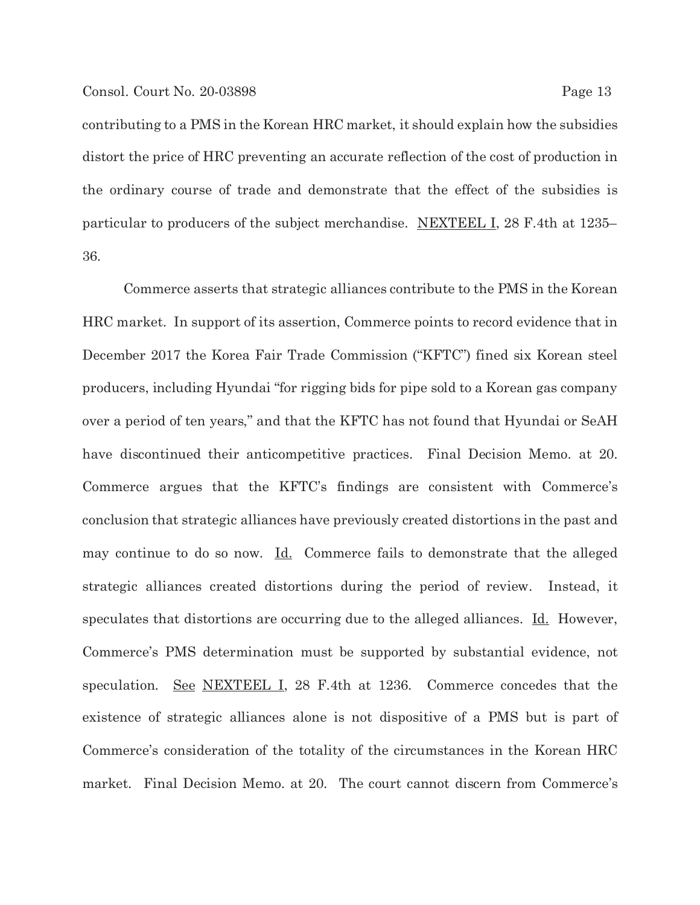contributing to a PMS in the Korean HRC market, it should explain how the subsidies distort the price of HRC preventing an accurate reflection of the cost of production in the ordinary course of trade and demonstrate that the effect of the subsidies is particular to producers of the subject merchandise. NEXTEEL I, 28 F.4th at 1235–36.

Commerce asserts that strategic alliances contribute to the PMS in the Korean HRC market. In support of its assertion, Commerce points to record evidence that in December 2017 the Korea Fair Trade Commission ("KFTC") fined six Korean steel producers, including Hyundai "for rigging bids for pipe sold to a Korean gas company over a period of ten years," and that the KFTC has not found that Hyundai or SeAH have discontinued their anticompetitive practices. Final Decision Memo. at 20. Commerce argues that the KFTC's findings are consistent with Commerce's conclusion that strategic alliances have previously created distortions in the past and may continue to do so now. Id. Commerce fails to demonstrate that the alleged strategic alliances created distortions during the period of review. Instead, it speculates that distortions are occurring due to the alleged alliances. Id. However, Commerce's PMS determination must be supported by substantial evidence, not speculation. See NEXTEEL I, 28 F.4th at 1236. Commerce concedes that the existence of strategic alliances alone is not dispositive of a PMS but is part of Commerce's consideration of the totality of the circumstances in the Korean HRC market. Final Decision Memo. at 20. The court cannot discern from Commerce's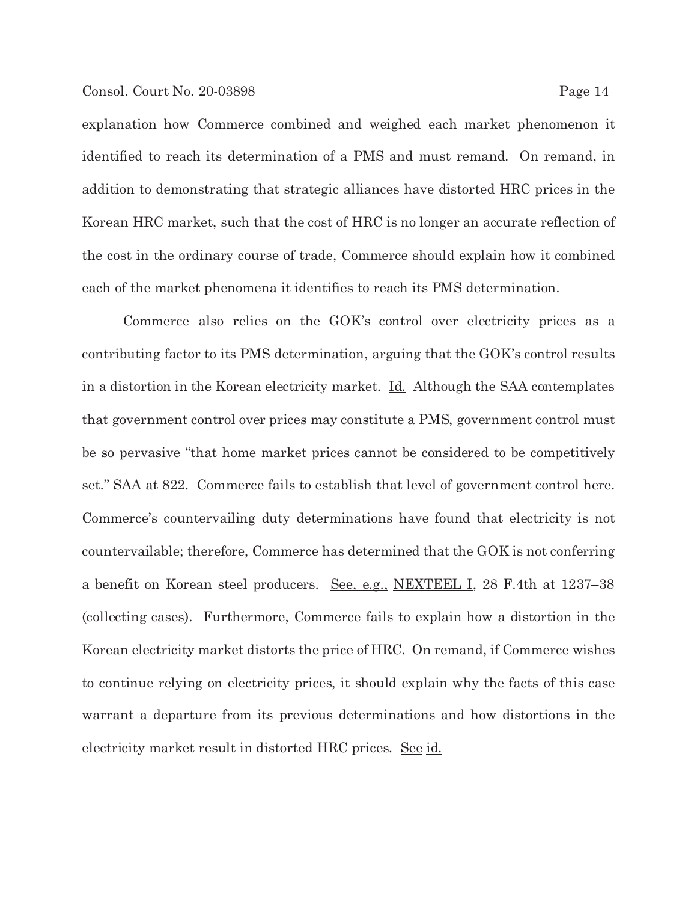explanation how Commerce combined and weighed each market phenomenon it identified to reach its determination of a PMS and must remand. On remand, in addition to demonstrating that strategic alliances have distorted HRC prices in the Korean HRC market, such that the cost of HRC is no longer an accurate reflection of the cost in the ordinary course of trade, Commerce should explain how it combined each of the market phenomena it identifies to reach its PMS determination.

Commerce also relies on the GOK's control over electricity prices as a contributing factor to its PMS determination, arguing that the GOK's control results in a distortion in the Korean electricity market. Id. Although the SAA contemplates that government control over prices may constitute a PMS, government control must be so pervasive "that home market prices cannot be considered to be competitively set." SAA at 822. Commerce fails to establish that level of government control here. Commerce's countervailing duty determinations have found that electricity is not countervailable; therefore, Commerce has determined that the GOK is not conferring a benefit on Korean steel producers. See, e.g., NEXTEEL I, 28 F.4th at 1237–38 (collecting cases). Furthermore, Commerce fails to explain how a distortion in the Korean electricity market distorts the price of HRC. On remand, if Commerce wishes to continue relying on electricity prices, it should explain why the facts of this case warrant a departure from its previous determinations and how distortions in the electricity market result in distorted HRC prices. See id.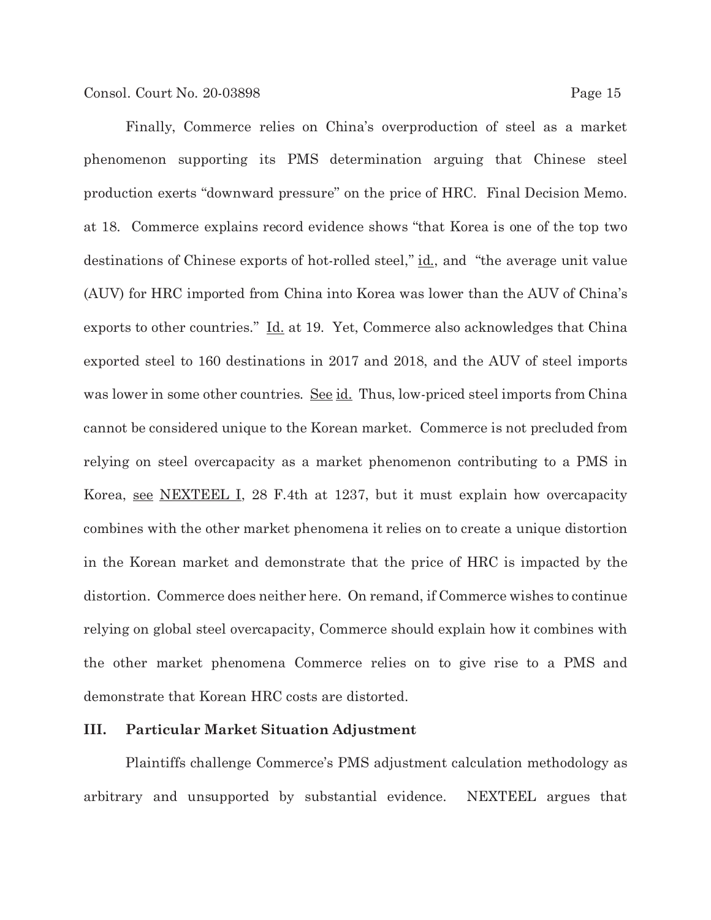Finally, Commerce relies on China's overproduction of steel as a market phenomenon supporting its PMS determination arguing that Chinese steel production exerts "downward pressure" on the price of HRC. Final Decision Memo. at 18. Commerce explains record evidence shows "that Korea is one of the top two destinations of Chinese exports of hot-rolled steel," id., and "the average unit value (AUV) for HRC imported from China into Korea was lower than the AUV of China's exports to other countries." Id. at 19. Yet, Commerce also acknowledges that China exported steel to 160 destinations in 2017 and 2018, and the AUV of steel imports was lower in some other countries. See id. Thus, low-priced steel imports from China cannot be considered unique to the Korean market. Commerce is not precluded from relying on steel overcapacity as a market phenomenon contributing to a PMS in Korea, see NEXTEEL I, 28 F.4th at 1237, but it must explain how overcapacity combines with the other market phenomena it relies on to create a unique distortion in the Korean market and demonstrate that the price of HRC is impacted by the distortion. Commerce does neither here. On remand, if Commerce wishes to continue relying on global steel overcapacity, Commerce should explain how it combines with the other market phenomena Commerce relies on to give rise to a PMS and demonstrate that Korean HRC costs are distorted.

## III. Particular Market Situation Adjustment

Plaintiffs challenge Commerce's PMS adjustment calculation methodology as arbitrary and unsupported by substantial evidence. NEXTEEL argues that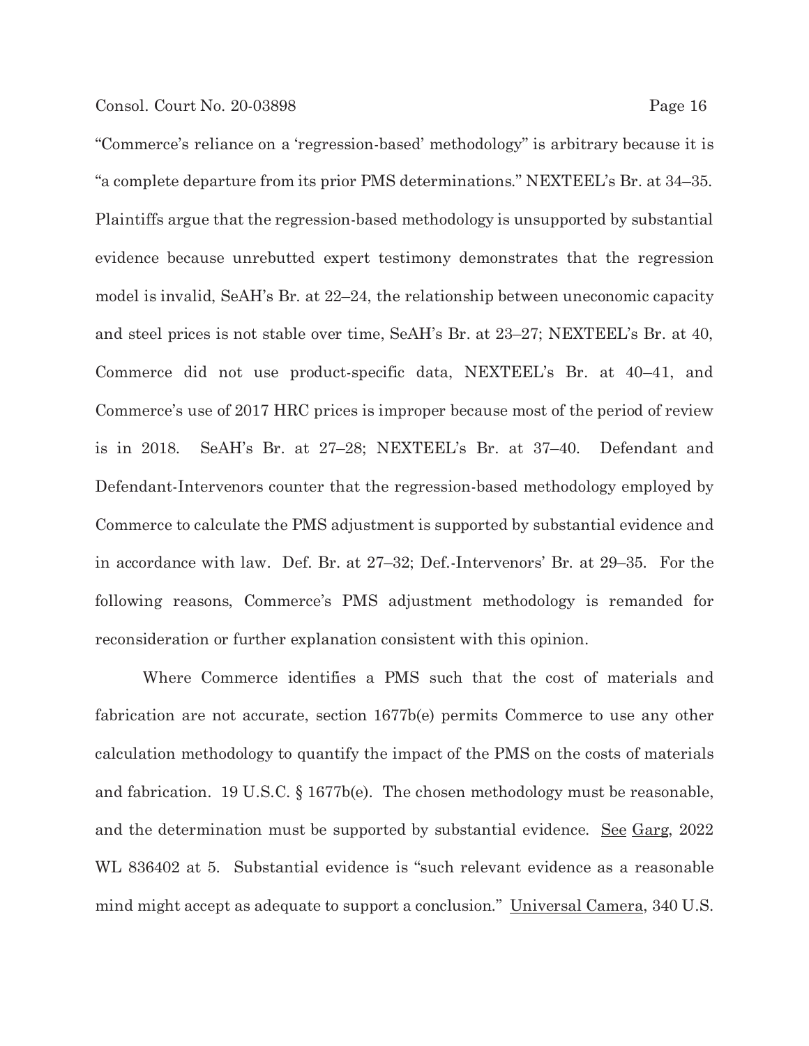"Commerce's reliance on a 'regression-based' methodology" is arbitrary because it is "a complete departure from its prior PMS determinations." NEXTEEL's Br. at 34–35. Plaintiffs argue that the regression-based methodology is unsupported by substantial evidence because unrebutted expert testimony demonstrates that the regression model is invalid, SeAH's Br. at 22–24, the relationship between uneconomic capacity and steel prices is not stable over time, SeAH's Br. at 23–27; NEXTEEL's Br. at 40, Commerce did not use product-specific data, NEXTEEL's Br. at 40–41, and Commerce's use of 2017 HRC prices is improper because most of the period of review is in 2018. SeAH's Br. at 27–28; NEXTEEL's Br. at 37–40. Defendant and Defendant-Intervenors counter that the regression-based methodology employed by Commerce to calculate the PMS adjustment is supported by substantial evidence and in accordance with law. Def. Br. at 27–32; Def.-Intervenors' Br. at 29–35. For the following reasons, Commerce's PMS adjustment methodology is remanded for reconsideration or further explanation consistent with this opinion.

Where Commerce identifies a PMS such that the cost of materials and fabrication are not accurate, section 1677b(e) permits Commerce to use any other calculation methodology to quantify the impact of the PMS on the costs of materials and fabrication. 19 U.S.C. § 1677b(e). The chosen methodology must be reasonable, and the determination must be supported by substantial evidence. See Garg, 2022 WL 836402 at 5. Substantial evidence is "such relevant evidence as a reasonable mind might accept as adequate to support a conclusion." Universal Camera, 340 U.S.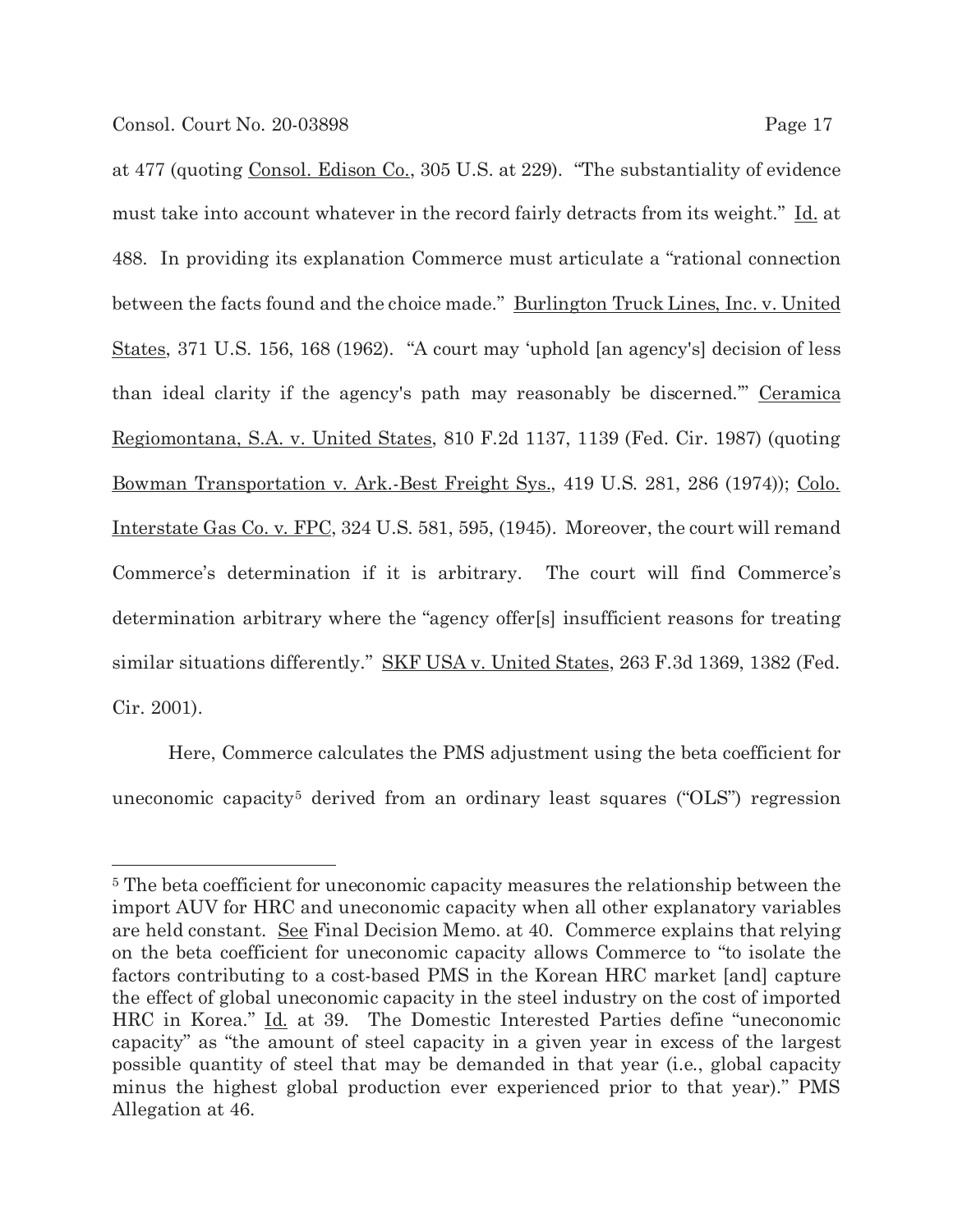at 477 (quoting Consol. Edison Co., 305 U.S. at 229). "The substantiality of evidence must take into account whatever in the record fairly detracts from its weight." Id. at 488. In providing its explanation Commerce must articulate a "rational connection between the facts found and the choice made." Burlington Truck Lines, Inc. v. United States, 371 U.S. 156, 168 (1962). "A court may 'uphold [an agency's] decision of less than ideal clarity if the agency's path may reasonably be discerned.'" Ceramica Regiomontana, S.A. v. United States, 810 F.2d 1137, 1139 (Fed. Cir. 1987) (quoting Bowman Transportation v. Ark.-Best Freight Sys., 419 U.S. 281, 286 (1974)); Colo. Interstate Gas Co. v. FPC, 324 U.S. 581, 595, (1945). Moreover, the court will remand Commerce's determination if it is arbitrary. The court will find Commerce's determination arbitrary where the "agency offer[s] insufficient reasons for treating similar situations differently." SKF USA v. United States, 263 F.3d 1369, 1382 (Fed. Cir. 2001).

Here, Commerce calculates the PMS adjustment using the beta coefficient for uneconomic capacity[5] derived from an ordinary least squares ("OLS") regression

---

[5] The beta coefficient for uneconomic capacity measures the relationship between the import AUV for HRC and uneconomic capacity when all other explanatory variables are held constant. See Final Decision Memo. at 40. Commerce explains that relying on the beta coefficient for uneconomic capacity allows Commerce to "to isolate the factors contributing to a cost-based PMS in the Korean HRC market [and] capture the effect of global uneconomic capacity in the steel industry on the cost of imported HRC in Korea." Id. at 39. The Domestic Interested Parties define "uneconomic capacity" as "the amount of steel capacity in a given year in excess of the largest possible quantity of steel that may be demanded in that year (i.e., global capacity minus the highest global production ever experienced prior to that year)." PMS Allegation at 46.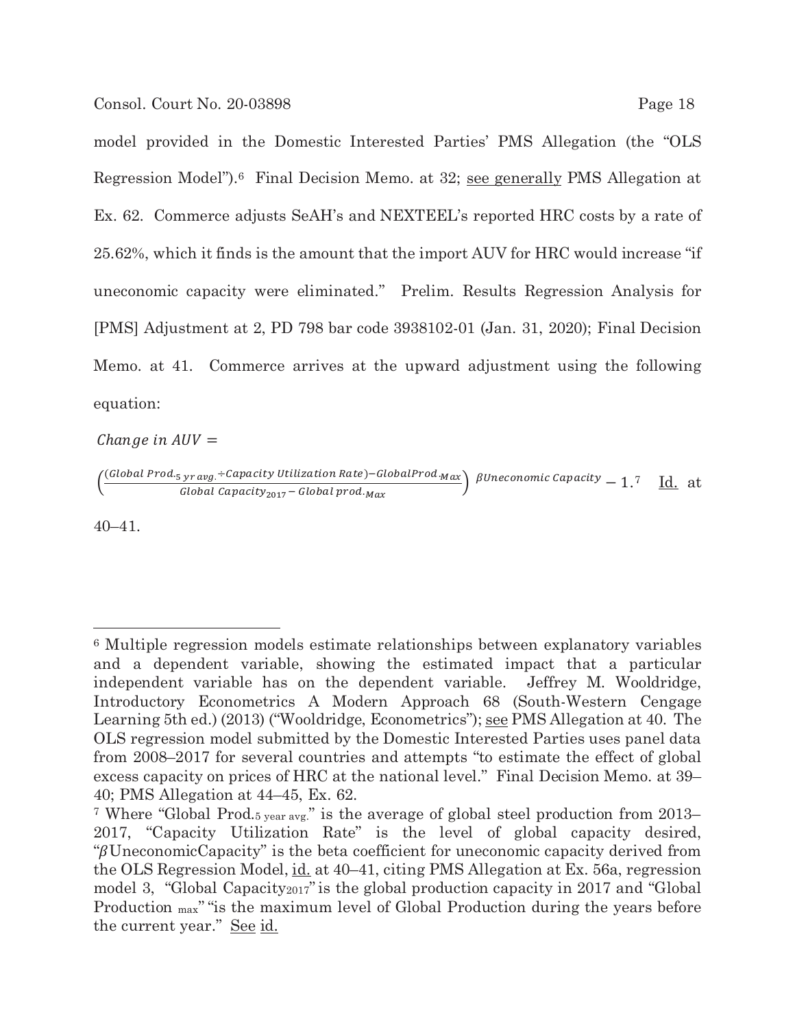model provided in the Domestic Interested Parties' PMS Allegation (the "OLS Regression Model").[6] Final Decision Memo. at 32; see generally PMS Allegation at Ex. 62. Commerce adjusts SeAH's and NEXTEEL's reported HRC costs by a rate of 25.62%, which it finds is the amount that the import AUV for HRC would increase "if uneconomic capacity were eliminated." Prelim. Results Regression Analysis for [PMS] Adjustment at 2, PD 798 bar code 3938102-01 (Jan. 31, 2020); Final Decision Memo. at 41. Commerce arrives at the upward adjustment using the following equation:

$$Change\ in\ AUV =$$

$$\left(\frac{(Global\ Prod._{5\ yr\ avg.} \div Capacity\ Utilization\ Rate) - GlobalProd._{Max}}{Global\ Capacity_{2017} - Global\ prod._{Max}}\right)^{\beta Uneconomic\ Capacity} - 1.$$ [7] Id. at 40–41.

---

[6] Multiple regression models estimate relationships between explanatory variables and a dependent variable, showing the estimated impact that a particular independent variable has on the dependent variable. Jeffrey M. Wooldridge, Introductory Econometrics A Modern Approach 68 (South-Western Cengage Learning 5th ed.) (2013) ("Wooldridge, Econometrics"); see PMS Allegation at 40. The OLS regression model submitted by the Domestic Interested Parties uses panel data from 2008–2017 for several countries and attempts "to estimate the effect of global excess capacity on prices of HRC at the national level." Final Decision Memo. at 39–40; PMS Allegation at 44–45, Ex. 62.

[7] Where "Global Prod.$_{5\ year\ avg.}$" is the average of global steel production from 2013–2017, "Capacity Utilization Rate" is the level of global capacity desired, "$\beta$UneconomicCapacity" is the beta coefficient for uneconomic capacity derived from the OLS Regression Model, id. at 40–41, citing PMS Allegation at Ex. 56a, regression model 3, "Global Capacity$_{2017}$" is the global production capacity in 2017 and "Global Production $_{max}$" "is the maximum level of Global Production during the years before the current year." See id.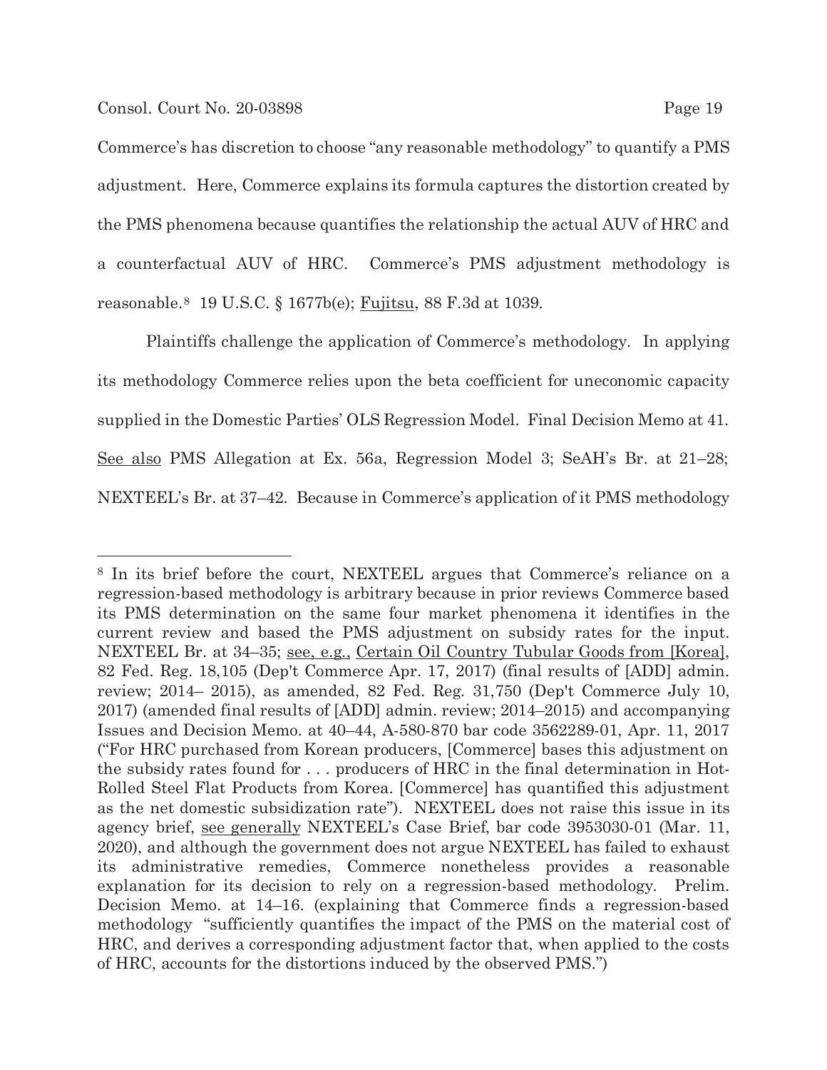Commerce's has discretion to choose "any reasonable methodology" to quantify a PMS adjustment. Here, Commerce explains its formula captures the distortion created by the PMS phenomena because quantifies the relationship the actual AUV of HRC and a counterfactual AUV of HRC. Commerce's PMS adjustment methodology is reasonable.[8] 19 U.S.C. § 1677b(e); Fujitsu, 88 F.3d at 1039.

Plaintiffs challenge the application of Commerce's methodology. In applying its methodology Commerce relies upon the beta coefficient for uneconomic capacity supplied in the Domestic Parties' OLS Regression Model. Final Decision Memo at 41. See also PMS Allegation at Ex. 56a, Regression Model 3; SeAH's Br. at 21–28; NEXTEEL's Br. at 37–42. Because in Commerce's application of it PMS methodology

---

[8] In its brief before the court, NEXTEEL argues that Commerce's reliance on a regression-based methodology is arbitrary because in prior reviews Commerce based its PMS determination on the same four market phenomena it identifies in the current review and based the PMS adjustment on subsidy rates for the input. NEXTEEL Br. at 34–35; see, e.g., Certain Oil Country Tubular Goods from [Korea], 82 Fed. Reg. 18,105 (Dep't Commerce Apr. 17, 2017) (final results of [ADD] admin. review; 2014– 2015), as amended, 82 Fed. Reg. 31,750 (Dep't Commerce July 10, 2017) (amended final results of [ADD] admin. review; 2014–2015) and accompanying Issues and Decision Memo. at 40–44, A-580-870 bar code 3562289-01, Apr. 11, 2017 ("For HRC purchased from Korean producers, [Commerce] bases this adjustment on the subsidy rates found for . . . producers of HRC in the final determination in Hot-Rolled Steel Flat Products from Korea. [Commerce] has quantified this adjustment as the net domestic subsidization rate"). NEXTEEL does not raise this issue in its agency brief, see generally NEXTEEL's Case Brief, bar code 3953030-01 (Mar. 11, 2020), and although the government does not argue NEXTEEL has failed to exhaust its administrative remedies, Commerce nonetheless provides a reasonable explanation for its decision to rely on a regression-based methodology. Prelim. Decision Memo. at 14–16. (explaining that Commerce finds a regression-based methodology "sufficiently quantifies the impact of the PMS on the material cost of HRC, and derives a corresponding adjustment factor that, when applied to the costs of HRC, accounts for the distortions induced by the observed PMS.")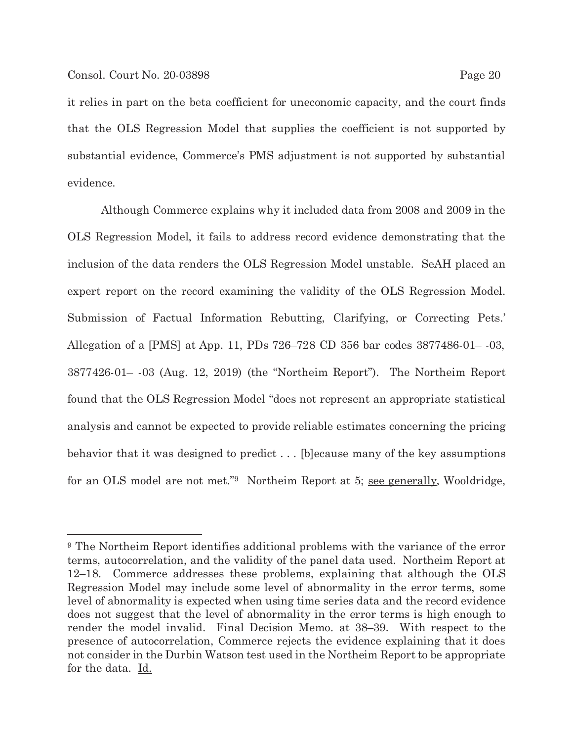it relies in part on the beta coefficient for uneconomic capacity, and the court finds that the OLS Regression Model that supplies the coefficient is not supported by substantial evidence, Commerce's PMS adjustment is not supported by substantial evidence.

Although Commerce explains why it included data from 2008 and 2009 in the OLS Regression Model, it fails to address record evidence demonstrating that the inclusion of the data renders the OLS Regression Model unstable. SeAH placed an expert report on the record examining the validity of the OLS Regression Model. Submission of Factual Information Rebutting, Clarifying, or Correcting Pets.' Allegation of a [PMS] at App. 11, PDs 726–728 CD 356 bar codes 3877486-01– -03, 3877426-01– -03 (Aug. 12, 2019) (the "Northeim Report"). The Northeim Report found that the OLS Regression Model "does not represent an appropriate statistical analysis and cannot be expected to provide reliable estimates concerning the pricing behavior that it was designed to predict . . . [b]ecause many of the key assumptions for an OLS model are not met."[9] Northeim Report at 5; see generally, Wooldridge,

---

[9] The Northeim Report identifies additional problems with the variance of the error terms, autocorrelation, and the validity of the panel data used. Northeim Report at 12–18. Commerce addresses these problems, explaining that although the OLS Regression Model may include some level of abnormality in the error terms, some level of abnormality is expected when using time series data and the record evidence does not suggest that the level of abnormality in the error terms is high enough to render the model invalid. Final Decision Memo. at 38–39. With respect to the presence of autocorrelation, Commerce rejects the evidence explaining that it does not consider in the Durbin Watson test used in the Northeim Report to be appropriate for the data. Id.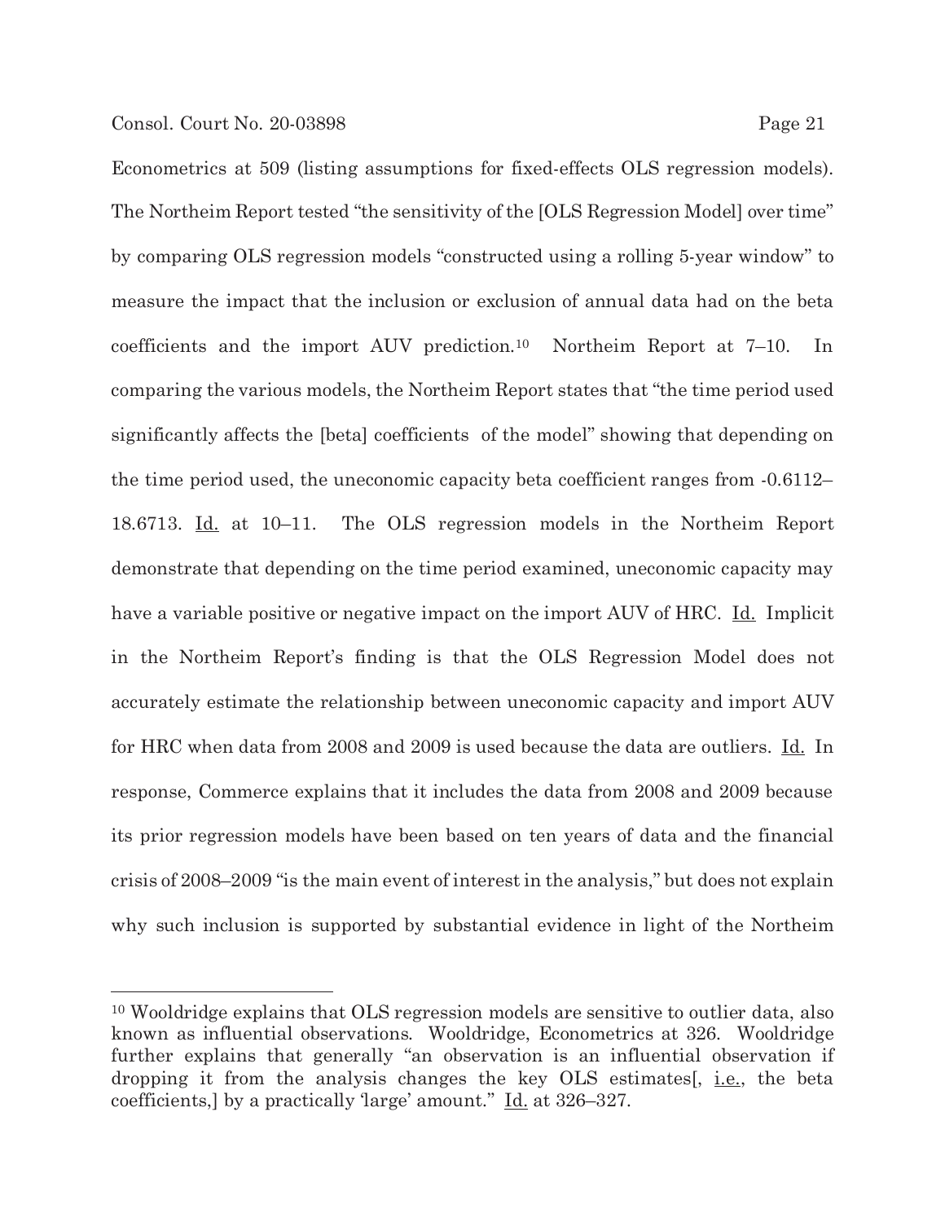Econometrics at 509 (listing assumptions for fixed-effects OLS regression models). The Northeim Report tested "the sensitivity of the [OLS Regression Model] over time" by comparing OLS regression models "constructed using a rolling 5-year window" to measure the impact that the inclusion or exclusion of annual data had on the beta coefficients and the import AUV prediction.[10] Northeim Report at 7–10. In comparing the various models, the Northeim Report states that "the time period used significantly affects the [beta] coefficients of the model" showing that depending on the time period used, the uneconomic capacity beta coefficient ranges from -0.6112–18.6713. Id. at 10–11. The OLS regression models in the Northeim Report demonstrate that depending on the time period examined, uneconomic capacity may have a variable positive or negative impact on the import AUV of HRC. Id. Implicit in the Northeim Report's finding is that the OLS Regression Model does not accurately estimate the relationship between uneconomic capacity and import AUV for HRC when data from 2008 and 2009 is used because the data are outliers. Id. In response, Commerce explains that it includes the data from 2008 and 2009 because its prior regression models have been based on ten years of data and the financial crisis of 2008–2009 "is the main event of interest in the analysis," but does not explain why such inclusion is supported by substantial evidence in light of the Northeim

---

[10] Wooldridge explains that OLS regression models are sensitive to outlier data, also known as influential observations. Wooldridge, Econometrics at 326. Wooldridge further explains that generally "an observation is an influential observation if dropping it from the analysis changes the key OLS estimates[, i.e., the beta coefficients,] by a practically 'large' amount." Id. at 326–327.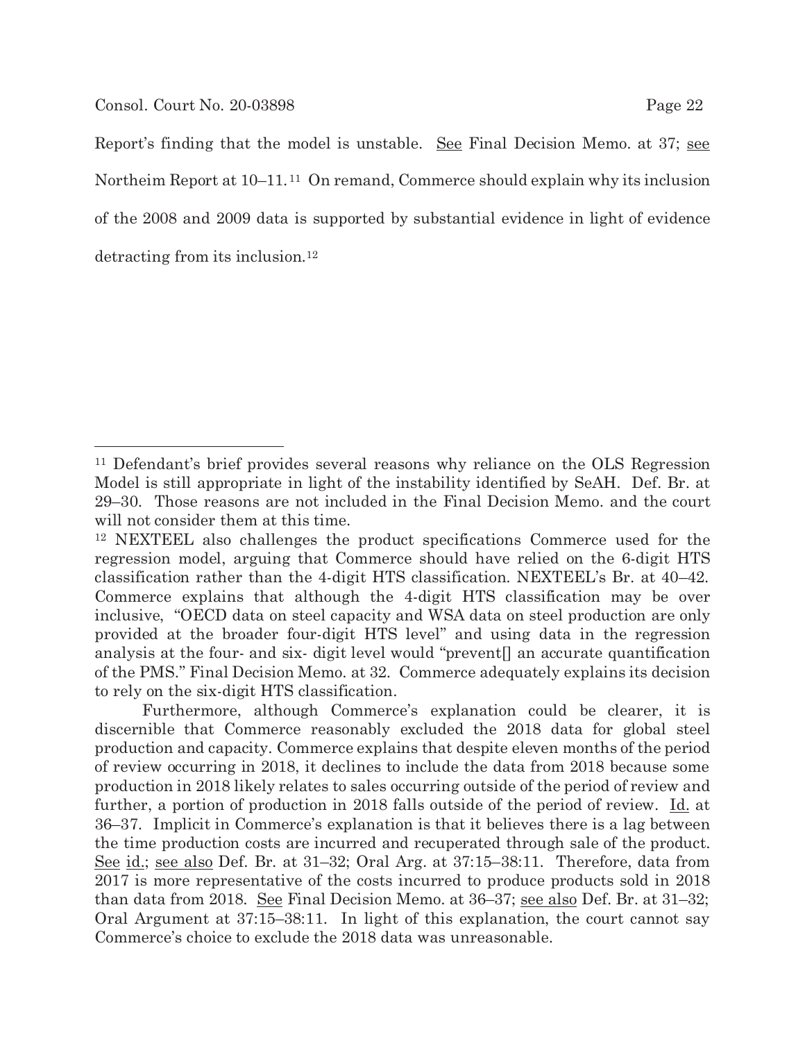Report's finding that the model is unstable. See Final Decision Memo. at 37; see Northeim Report at 10–11.[11] On remand, Commerce should explain why its inclusion of the 2008 and 2009 data is supported by substantial evidence in light of evidence detracting from its inclusion.[12]

---

[11] Defendant's brief provides several reasons why reliance on the OLS Regression Model is still appropriate in light of the instability identified by SeAH. Def. Br. at 29–30. Those reasons are not included in the Final Decision Memo. and the court will not consider them at this time.

[12] NEXTEEL also challenges the product specifications Commerce used for the regression model, arguing that Commerce should have relied on the 6-digit HTS classification rather than the 4-digit HTS classification. NEXTEEL's Br. at 40–42. Commerce explains that although the 4-digit HTS classification may be over inclusive, "OECD data on steel capacity and WSA data on steel production are only provided at the broader four-digit HTS level" and using data in the regression analysis at the four- and six- digit level would "prevent[] an accurate quantification of the PMS." Final Decision Memo. at 32. Commerce adequately explains its decision to rely on the six-digit HTS classification.

Furthermore, although Commerce's explanation could be clearer, it is discernible that Commerce reasonably excluded the 2018 data for global steel production and capacity. Commerce explains that despite eleven months of the period of review occurring in 2018, it declines to include the data from 2018 because some production in 2018 likely relates to sales occurring outside of the period of review and further, a portion of production in 2018 falls outside of the period of review. Id. at 36–37. Implicit in Commerce's explanation is that it believes there is a lag between the time production costs are incurred and recuperated through sale of the product. See id.; see also Def. Br. at 31–32; Oral Arg. at 37:15–38:11. Therefore, data from 2017 is more representative of the costs incurred to produce products sold in 2018 than data from 2018. See Final Decision Memo. at 36–37; see also Def. Br. at 31–32; Oral Argument at 37:15–38:11. In light of this explanation, the court cannot say Commerce's choice to exclude the 2018 data was unreasonable.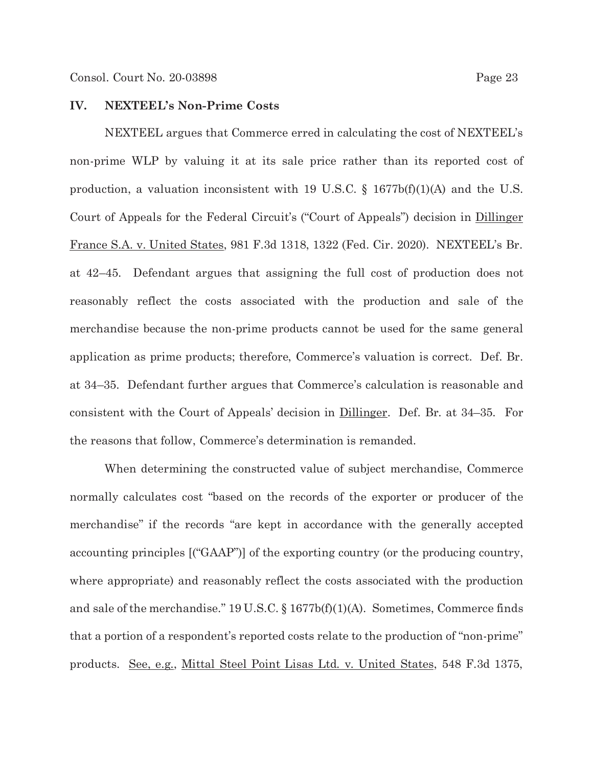## IV. NEXTEEL's Non-Prime Costs

NEXTEEL argues that Commerce erred in calculating the cost of NEXTEEL's non-prime WLP by valuing it at its sale price rather than its reported cost of production, a valuation inconsistent with 19 U.S.C. § 1677b(f)(1)(A) and the U.S. Court of Appeals for the Federal Circuit's ("Court of Appeals") decision in Dillinger France S.A. v. United States, 981 F.3d 1318, 1322 (Fed. Cir. 2020). NEXTEEL's Br. at 42–45. Defendant argues that assigning the full cost of production does not reasonably reflect the costs associated with the production and sale of the merchandise because the non-prime products cannot be used for the same general application as prime products; therefore, Commerce's valuation is correct. Def. Br. at 34–35. Defendant further argues that Commerce's calculation is reasonable and consistent with the Court of Appeals' decision in Dillinger. Def. Br. at 34–35. For the reasons that follow, Commerce's determination is remanded.

When determining the constructed value of subject merchandise, Commerce normally calculates cost "based on the records of the exporter or producer of the merchandise" if the records "are kept in accordance with the generally accepted accounting principles [("GAAP")] of the exporting country (or the producing country, where appropriate) and reasonably reflect the costs associated with the production and sale of the merchandise." 19 U.S.C. § 1677b(f)(1)(A). Sometimes, Commerce finds that a portion of a respondent's reported costs relate to the production of "non-prime" products. See, e.g., Mittal Steel Point Lisas Ltd. v. United States, 548 F.3d 1375,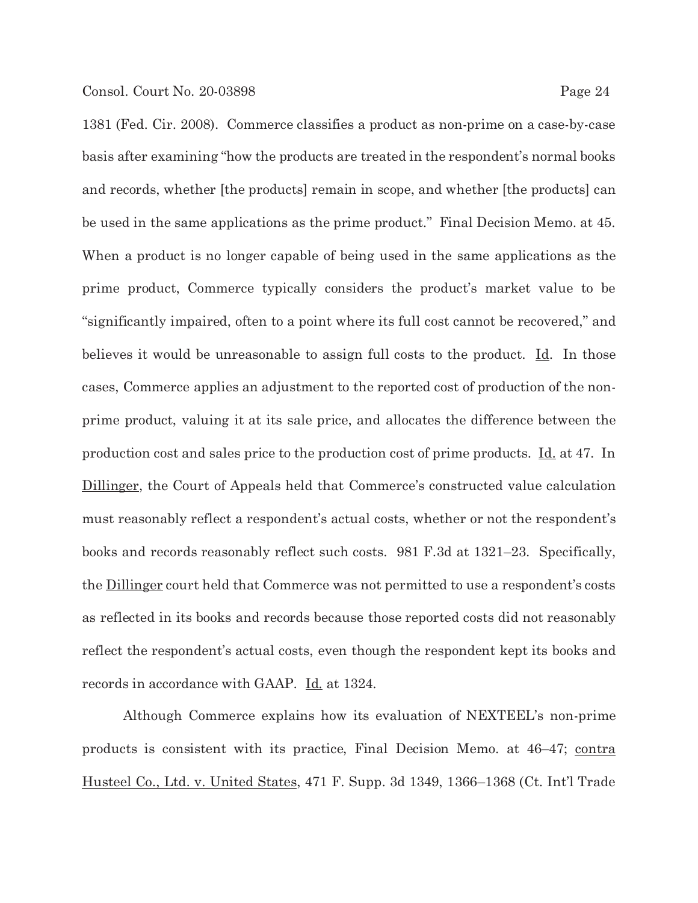1381 (Fed. Cir. 2008). Commerce classifies a product as non-prime on a case-by-case basis after examining "how the products are treated in the respondent's normal books and records, whether [the products] remain in scope, and whether [the products] can be used in the same applications as the prime product." Final Decision Memo. at 45. When a product is no longer capable of being used in the same applications as the prime product, Commerce typically considers the product's market value to be "significantly impaired, often to a point where its full cost cannot be recovered," and believes it would be unreasonable to assign full costs to the product. Id. In those cases, Commerce applies an adjustment to the reported cost of production of the non-prime product, valuing it at its sale price, and allocates the difference between the production cost and sales price to the production cost of prime products. Id. at 47. In Dillinger, the Court of Appeals held that Commerce's constructed value calculation must reasonably reflect a respondent's actual costs, whether or not the respondent's books and records reasonably reflect such costs. 981 F.3d at 1321–23. Specifically, the Dillinger court held that Commerce was not permitted to use a respondent's costs as reflected in its books and records because those reported costs did not reasonably reflect the respondent's actual costs, even though the respondent kept its books and records in accordance with GAAP. Id. at 1324.

Although Commerce explains how its evaluation of NEXTEEL's non-prime products is consistent with its practice, Final Decision Memo. at 46–47; contra Husteel Co., Ltd. v. United States, 471 F. Supp. 3d 1349, 1366–1368 (Ct. Int'l Trade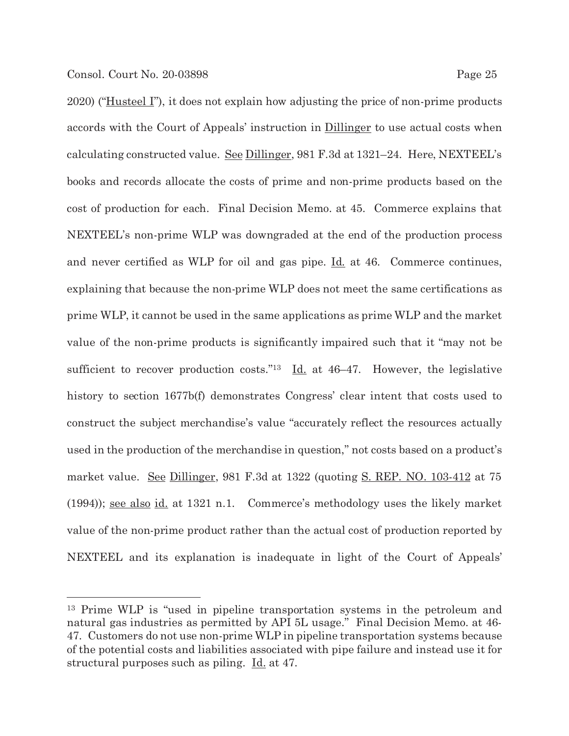2020) ("Husteel I"), it does not explain how adjusting the price of non-prime products accords with the Court of Appeals' instruction in Dillinger to use actual costs when calculating constructed value. See Dillinger, 981 F.3d at 1321–24. Here, NEXTEEL's books and records allocate the costs of prime and non-prime products based on the cost of production for each. Final Decision Memo. at 45. Commerce explains that NEXTEEL's non-prime WLP was downgraded at the end of the production process and never certified as WLP for oil and gas pipe. Id. at 46. Commerce continues, explaining that because the non-prime WLP does not meet the same certifications as prime WLP, it cannot be used in the same applications as prime WLP and the market value of the non-prime products is significantly impaired such that it "may not be sufficient to recover production costs."[13] Id. at 46–47. However, the legislative history to section 1677b(f) demonstrates Congress' clear intent that costs used to construct the subject merchandise's value "accurately reflect the resources actually used in the production of the merchandise in question," not costs based on a product's market value. See Dillinger, 981 F.3d at 1322 (quoting S. REP. NO. 103-412 at 75 (1994)); see also id. at 1321 n.1. Commerce's methodology uses the likely market value of the non-prime product rather than the actual cost of production reported by NEXTEEL and its explanation is inadequate in light of the Court of Appeals'

[13] Prime WLP is "used in pipeline transportation systems in the petroleum and natural gas industries as permitted by API 5L usage." Final Decision Memo. at 46-47. Customers do not use non-prime WLP in pipeline transportation systems because of the potential costs and liabilities associated with pipe failure and instead use it for structural purposes such as piling. Id. at 47.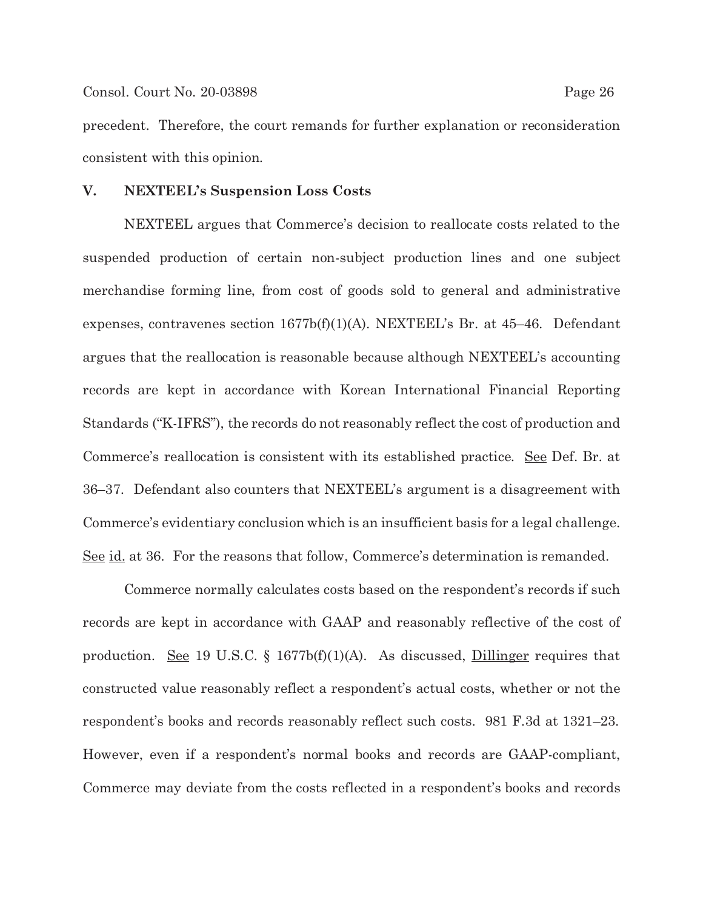precedent. Therefore, the court remands for further explanation or reconsideration consistent with this opinion.

## V. NEXTEEL's Suspension Loss Costs

NEXTEEL argues that Commerce's decision to reallocate costs related to the suspended production of certain non-subject production lines and one subject merchandise forming line, from cost of goods sold to general and administrative expenses, contravenes section 1677b(f)(1)(A). NEXTEEL's Br. at 45–46. Defendant argues that the reallocation is reasonable because although NEXTEEL's accounting records are kept in accordance with Korean International Financial Reporting Standards ("K-IFRS"), the records do not reasonably reflect the cost of production and Commerce's reallocation is consistent with its established practice. See Def. Br. at 36–37. Defendant also counters that NEXTEEL's argument is a disagreement with Commerce's evidentiary conclusion which is an insufficient basis for a legal challenge. See id. at 36. For the reasons that follow, Commerce's determination is remanded.

Commerce normally calculates costs based on the respondent's records if such records are kept in accordance with GAAP and reasonably reflective of the cost of production. See 19 U.S.C. § 1677b(f)(1)(A). As discussed, Dillinger requires that constructed value reasonably reflect a respondent's actual costs, whether or not the respondent's books and records reasonably reflect such costs. 981 F.3d at 1321–23. However, even if a respondent's normal books and records are GAAP-compliant, Commerce may deviate from the costs reflected in a respondent's books and records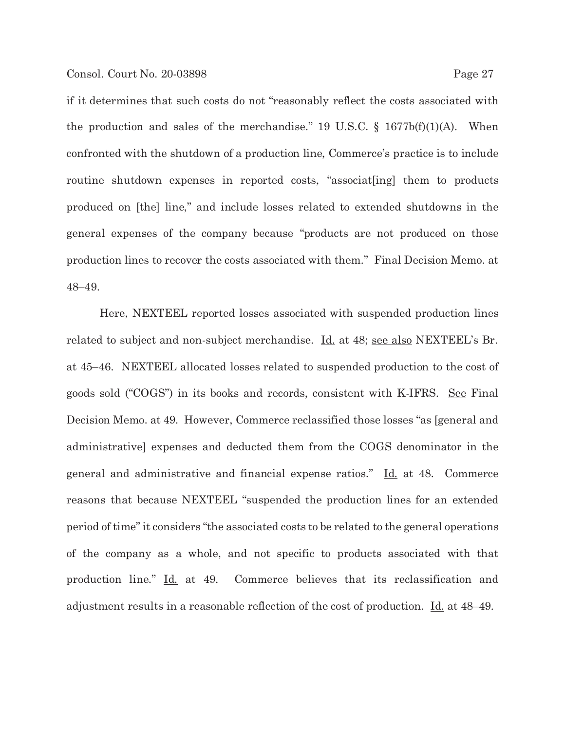if it determines that such costs do not "reasonably reflect the costs associated with the production and sales of the merchandise." 19 U.S.C. § 1677b(f)(1)(A). When confronted with the shutdown of a production line, Commerce's practice is to include routine shutdown expenses in reported costs, "associat[ing] them to products produced on [the] line," and include losses related to extended shutdowns in the general expenses of the company because "products are not produced on those production lines to recover the costs associated with them." Final Decision Memo. at 48–49.

Here, NEXTEEL reported losses associated with suspended production lines related to subject and non-subject merchandise. Id. at 48; see also NEXTEEL's Br. at 45–46. NEXTEEL allocated losses related to suspended production to the cost of goods sold ("COGS") in its books and records, consistent with K-IFRS. See Final Decision Memo. at 49. However, Commerce reclassified those losses "as [general and administrative] expenses and deducted them from the COGS denominator in the general and administrative and financial expense ratios." Id. at 48. Commerce reasons that because NEXTEEL "suspended the production lines for an extended period of time" it considers "the associated costs to be related to the general operations of the company as a whole, and not specific to products associated with that production line." Id. at 49. Commerce believes that its reclassification and adjustment results in a reasonable reflection of the cost of production. Id. at 48–49.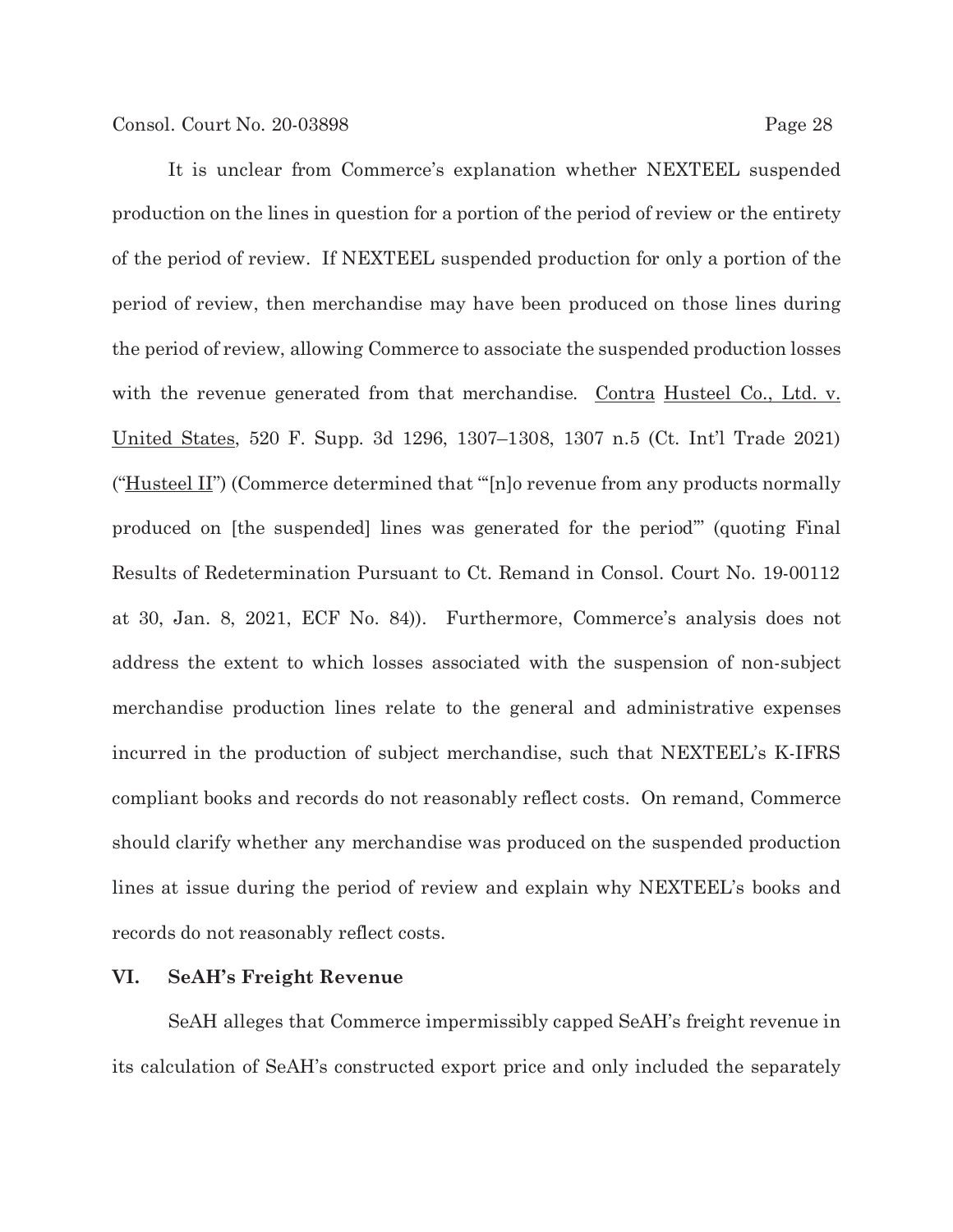It is unclear from Commerce's explanation whether NEXTEEL suspended production on the lines in question for a portion of the period of review or the entirety of the period of review. If NEXTEEL suspended production for only a portion of the period of review, then merchandise may have been produced on those lines during the period of review, allowing Commerce to associate the suspended production losses with the revenue generated from that merchandise. Contra Husteel Co., Ltd. v. United States, 520 F. Supp. 3d 1296, 1307–1308, 1307 n.5 (Ct. Int'l Trade 2021) ("Husteel II") (Commerce determined that "'[n]o revenue from any products normally produced on [the suspended] lines was generated for the period'" (quoting Final Results of Redetermination Pursuant to Ct. Remand in Consol. Court No. 19-00112 at 30, Jan. 8, 2021, ECF No. 84)). Furthermore, Commerce's analysis does not address the extent to which losses associated with the suspension of non-subject merchandise production lines relate to the general and administrative expenses incurred in the production of subject merchandise, such that NEXTEEL's K-IFRS compliant books and records do not reasonably reflect costs. On remand, Commerce should clarify whether any merchandise was produced on the suspended production lines at issue during the period of review and explain why NEXTEEL's books and records do not reasonably reflect costs.

## VI. SeAH's Freight Revenue

SeAH alleges that Commerce impermissibly capped SeAH's freight revenue in its calculation of SeAH's constructed export price and only included the separately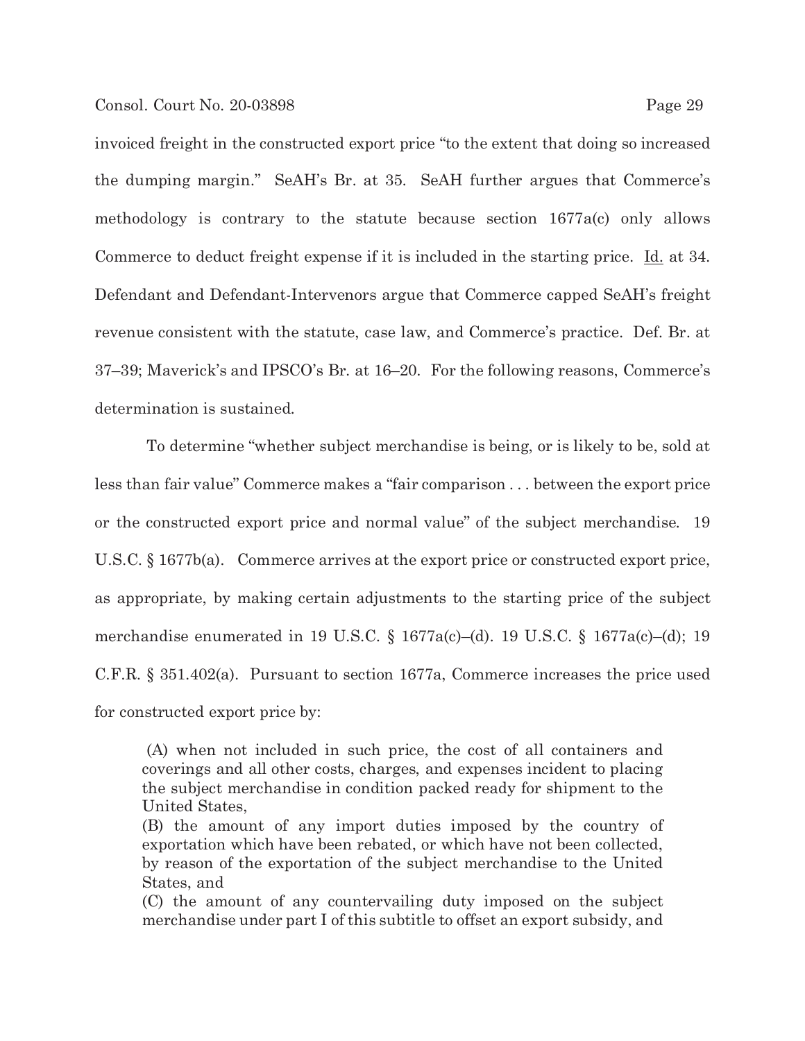invoiced freight in the constructed export price "to the extent that doing so increased the dumping margin." SeAH's Br. at 35. SeAH further argues that Commerce's methodology is contrary to the statute because section 1677a(c) only allows Commerce to deduct freight expense if it is included in the starting price. Id. at 34. Defendant and Defendant-Intervenors argue that Commerce capped SeAH's freight revenue consistent with the statute, case law, and Commerce's practice. Def. Br. at 37–39; Maverick's and IPSCO's Br. at 16–20. For the following reasons, Commerce's determination is sustained.

To determine "whether subject merchandise is being, or is likely to be, sold at less than fair value" Commerce makes a "fair comparison . . . between the export price or the constructed export price and normal value" of the subject merchandise. 19 U.S.C. § 1677b(a). Commerce arrives at the export price or constructed export price, as appropriate, by making certain adjustments to the starting price of the subject merchandise enumerated in 19 U.S.C. § 1677a(c)–(d). 19 U.S.C. § 1677a(c)–(d); 19 C.F.R. § 351.402(a). Pursuant to section 1677a, Commerce increases the price used for constructed export price by:

> (A) when not included in such price, the cost of all containers and coverings and all other costs, charges, and expenses incident to placing the subject merchandise in condition packed ready for shipment to the United States,
> (B) the amount of any import duties imposed by the country of exportation which have been rebated, or which have not been collected, by reason of the exportation of the subject merchandise to the United States, and
> (C) the amount of any countervailing duty imposed on the subject merchandise under part I of this subtitle to offset an export subsidy, and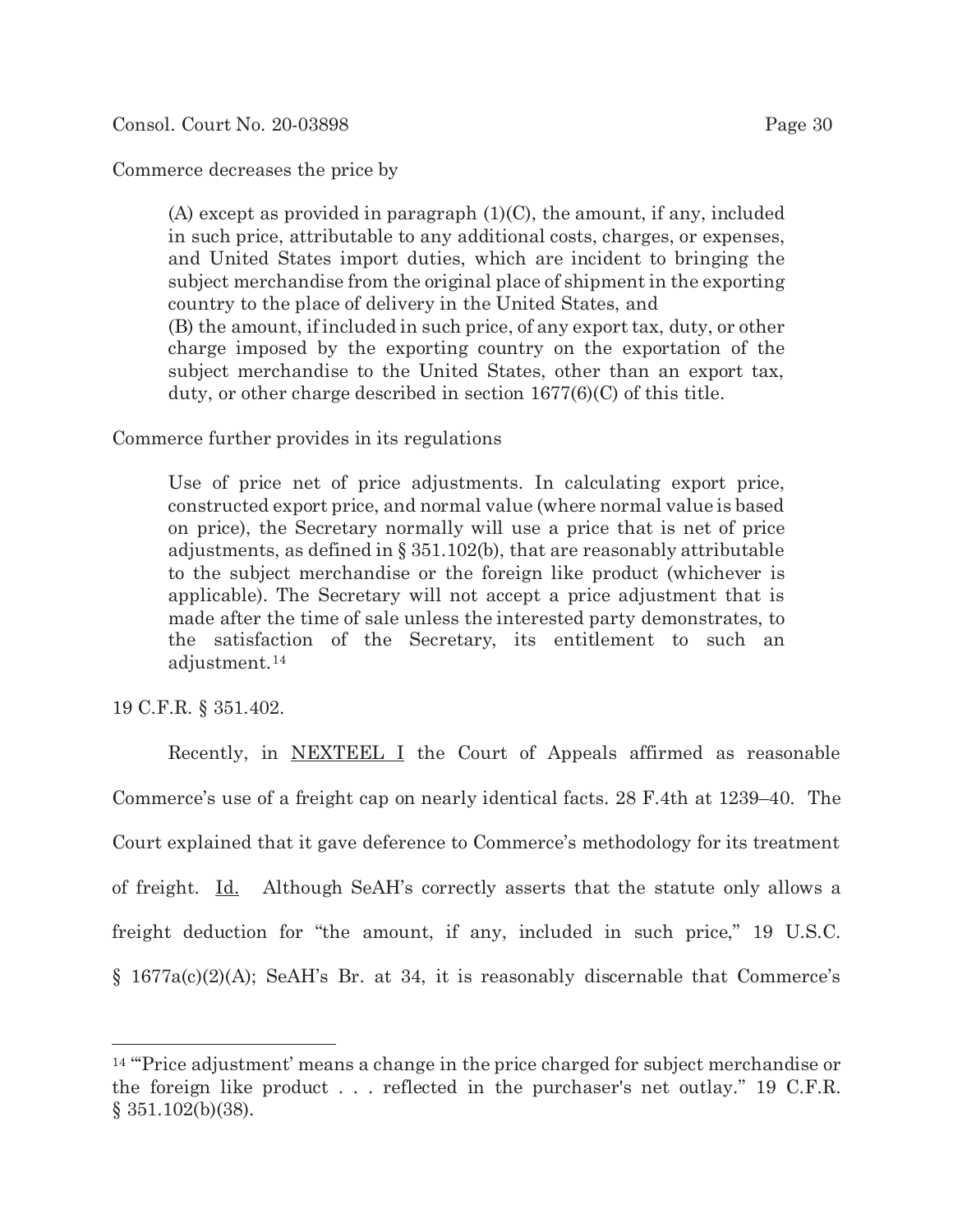Commerce decreases the price by

> (A) except as provided in paragraph (1)(C), the amount, if any, included in such price, attributable to any additional costs, charges, or expenses, and United States import duties, which are incident to bringing the subject merchandise from the original place of shipment in the exporting country to the place of delivery in the United States, and
> (B) the amount, if included in such price, of any export tax, duty, or other charge imposed by the exporting country on the exportation of the subject merchandise to the United States, other than an export tax, duty, or other charge described in section 1677(6)(C) of this title.

Commerce further provides in its regulations

> Use of price net of price adjustments. In calculating export price, constructed export price, and normal value (where normal value is based on price), the Secretary normally will use a price that is net of price adjustments, as defined in § 351.102(b), that are reasonably attributable to the subject merchandise or the foreign like product (whichever is applicable). The Secretary will not accept a price adjustment that is made after the time of sale unless the interested party demonstrates, to the satisfaction of the Secretary, its entitlement to such an adjustment.[14]

19 C.F.R. § 351.402.

Recently, in NEXTEEL I the Court of Appeals affirmed as reasonable Commerce's use of a freight cap on nearly identical facts. 28 F.4th at 1239–40. The Court explained that it gave deference to Commerce's methodology for its treatment of freight. Id. Although SeAH's correctly asserts that the statute only allows a freight deduction for "the amount, if any, included in such price," 19 U.S.C. § 1677a(c)(2)(A); SeAH's Br. at 34, it is reasonably discernable that Commerce's

[14] "'Price adjustment' means a change in the price charged for subject merchandise or the foreign like product . . . reflected in the purchaser's net outlay." 19 C.F.R. § 351.102(b)(38).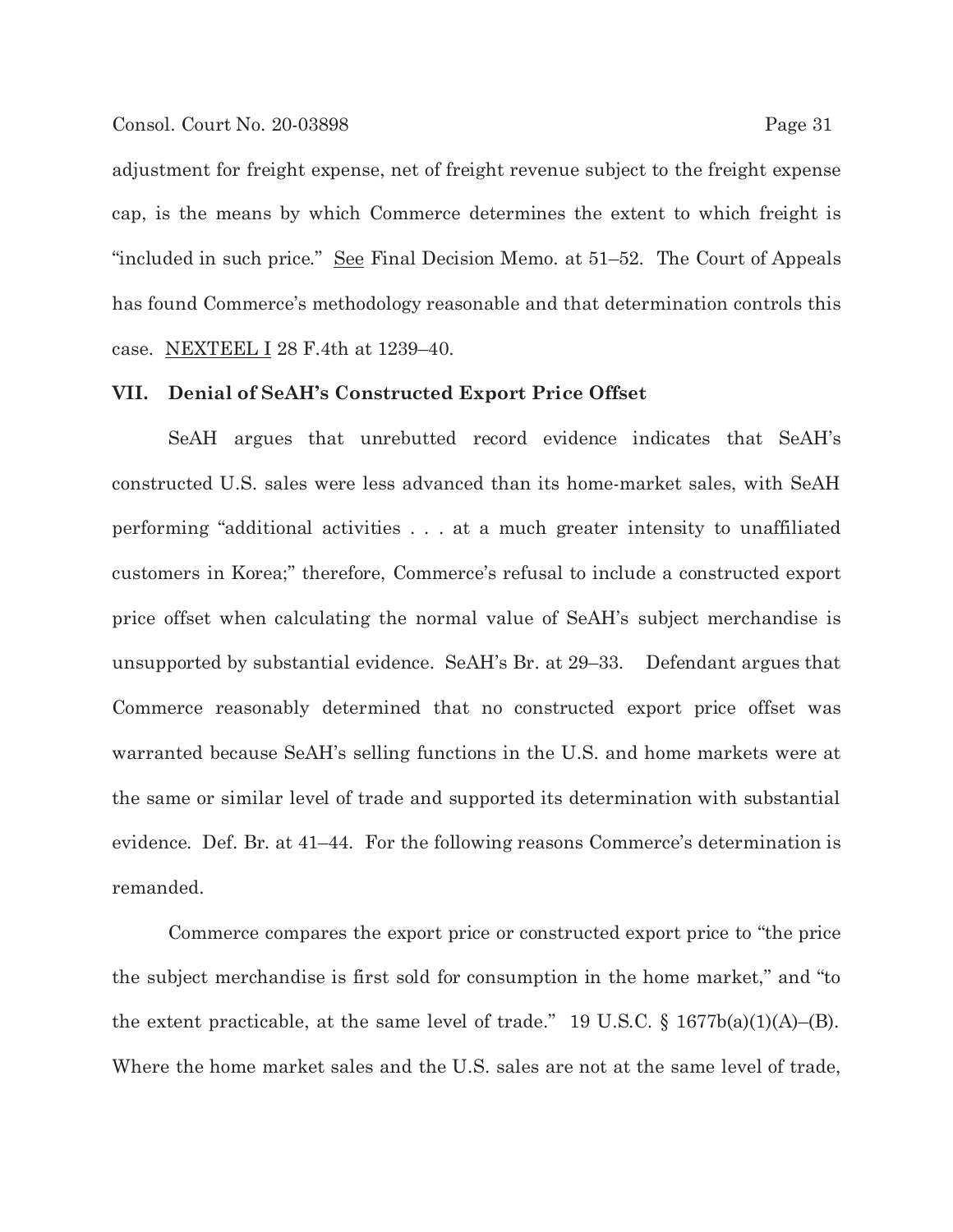adjustment for freight expense, net of freight revenue subject to the freight expense cap, is the means by which Commerce determines the extent to which freight is "included in such price." See Final Decision Memo. at 51–52. The Court of Appeals has found Commerce's methodology reasonable and that determination controls this case. NEXTEEL I 28 F.4th at 1239–40.

### VII. Denial of SeAH's Constructed Export Price Offset

SeAH argues that unrebutted record evidence indicates that SeAH's constructed U.S. sales were less advanced than its home-market sales, with SeAH performing "additional activities . . . at a much greater intensity to unaffiliated customers in Korea;" therefore, Commerce's refusal to include a constructed export price offset when calculating the normal value of SeAH's subject merchandise is unsupported by substantial evidence. SeAH's Br. at 29–33. Defendant argues that Commerce reasonably determined that no constructed export price offset was warranted because SeAH's selling functions in the U.S. and home markets were at the same or similar level of trade and supported its determination with substantial evidence. Def. Br. at 41–44. For the following reasons Commerce's determination is remanded.

Commerce compares the export price or constructed export price to "the price the subject merchandise is first sold for consumption in the home market," and "to the extent practicable, at the same level of trade." 19 U.S.C. § 1677b(a)(1)(A)–(B). Where the home market sales and the U.S. sales are not at the same level of trade,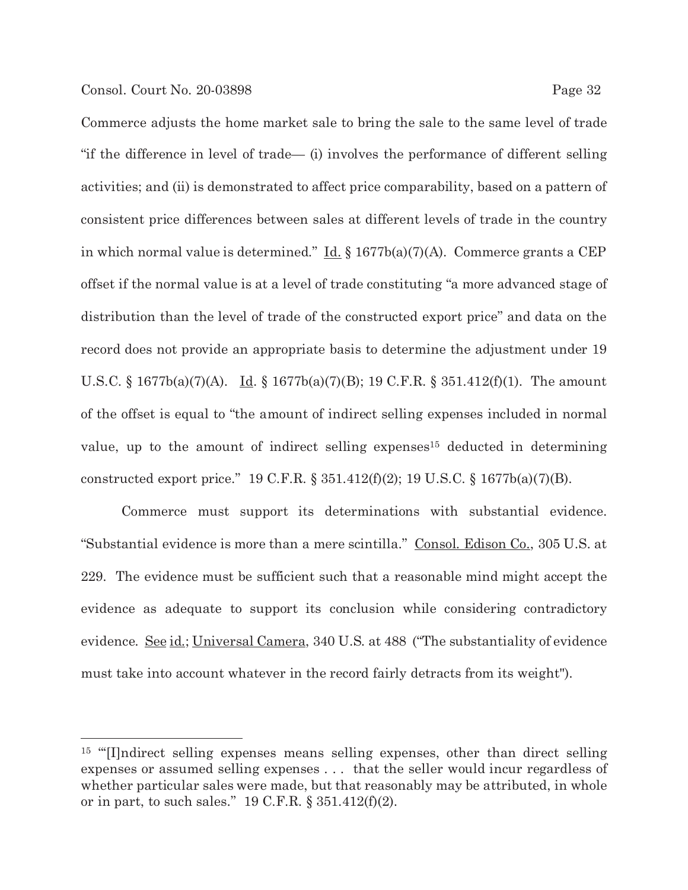Commerce adjusts the home market sale to bring the sale to the same level of trade "if the difference in level of trade— (i) involves the performance of different selling activities; and (ii) is demonstrated to affect price comparability, based on a pattern of consistent price differences between sales at different levels of trade in the country in which normal value is determined." Id. § 1677b(a)(7)(A). Commerce grants a CEP offset if the normal value is at a level of trade constituting "a more advanced stage of distribution than the level of trade of the constructed export price" and data on the record does not provide an appropriate basis to determine the adjustment under 19 U.S.C. § 1677b(a)(7)(A). Id. § 1677b(a)(7)(B); 19 C.F.R. § 351.412(f)(1). The amount of the offset is equal to "the amount of indirect selling expenses included in normal value, up to the amount of indirect selling expenses[15] deducted in determining constructed export price." 19 C.F.R. § 351.412(f)(2); 19 U.S.C. § 1677b(a)(7)(B).

Commerce must support its determinations with substantial evidence. "Substantial evidence is more than a mere scintilla." Consol. Edison Co., 305 U.S. at 229. The evidence must be sufficient such that a reasonable mind might accept the evidence as adequate to support its conclusion while considering contradictory evidence. See id.; Universal Camera, 340 U.S. at 488 ("The substantiality of evidence must take into account whatever in the record fairly detracts from its weight").

---

[15] "'[I]ndirect selling expenses means selling expenses, other than direct selling expenses or assumed selling expenses . . . that the seller would incur regardless of whether particular sales were made, but that reasonably may be attributed, in whole or in part, to such sales." 19 C.F.R. § 351.412(f)(2).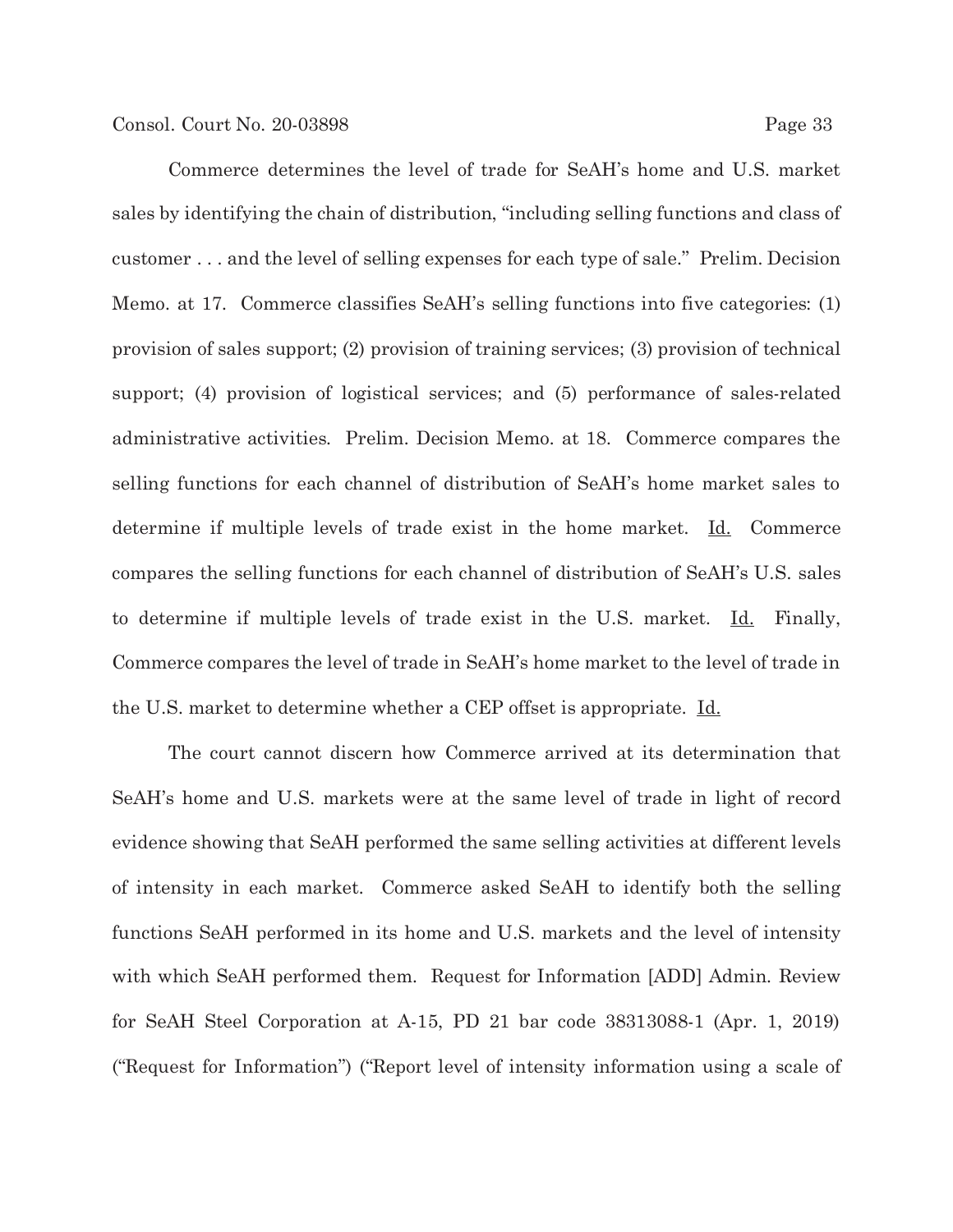Commerce determines the level of trade for SeAH's home and U.S. market sales by identifying the chain of distribution, "including selling functions and class of customer . . . and the level of selling expenses for each type of sale." Prelim. Decision Memo. at 17. Commerce classifies SeAH's selling functions into five categories: (1) provision of sales support; (2) provision of training services; (3) provision of technical support; (4) provision of logistical services; and (5) performance of sales-related administrative activities. Prelim. Decision Memo. at 18. Commerce compares the selling functions for each channel of distribution of SeAH's home market sales to determine if multiple levels of trade exist in the home market. Id. Commerce compares the selling functions for each channel of distribution of SeAH's U.S. sales to determine if multiple levels of trade exist in the U.S. market. Id. Finally, Commerce compares the level of trade in SeAH's home market to the level of trade in the U.S. market to determine whether a CEP offset is appropriate. Id.

The court cannot discern how Commerce arrived at its determination that SeAH's home and U.S. markets were at the same level of trade in light of record evidence showing that SeAH performed the same selling activities at different levels of intensity in each market. Commerce asked SeAH to identify both the selling functions SeAH performed in its home and U.S. markets and the level of intensity with which SeAH performed them. Request for Information [ADD] Admin. Review for SeAH Steel Corporation at A-15, PD 21 bar code 38313088-1 (Apr. 1, 2019) ("Request for Information") ("Report level of intensity information using a scale of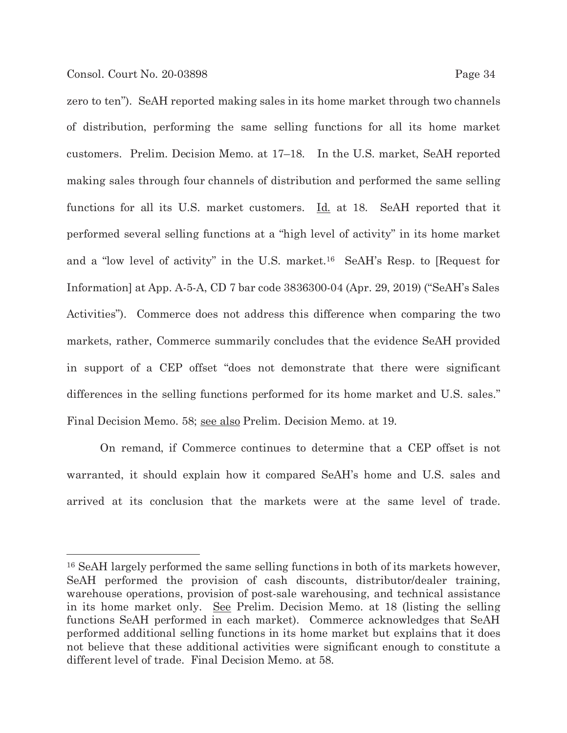zero to ten"). SeAH reported making sales in its home market through two channels of distribution, performing the same selling functions for all its home market customers. Prelim. Decision Memo. at 17–18. In the U.S. market, SeAH reported making sales through four channels of distribution and performed the same selling functions for all its U.S. market customers. Id. at 18. SeAH reported that it performed several selling functions at a "high level of activity" in its home market and a "low level of activity" in the U.S. market.[16] SeAH's Resp. to [Request for Information] at App. A-5-A, CD 7 bar code 3836300-04 (Apr. 29, 2019) ("SeAH's Sales Activities"). Commerce does not address this difference when comparing the two markets, rather, Commerce summarily concludes that the evidence SeAH provided in support of a CEP offset "does not demonstrate that there were significant differences in the selling functions performed for its home market and U.S. sales." Final Decision Memo. 58; see also Prelim. Decision Memo. at 19.

On remand, if Commerce continues to determine that a CEP offset is not warranted, it should explain how it compared SeAH's home and U.S. sales and arrived at its conclusion that the markets were at the same level of trade.

---

[16] SeAH largely performed the same selling functions in both of its markets however, SeAH performed the provision of cash discounts, distributor/dealer training, warehouse operations, provision of post-sale warehousing, and technical assistance in its home market only. See Prelim. Decision Memo. at 18 (listing the selling functions SeAH performed in each market). Commerce acknowledges that SeAH performed additional selling functions in its home market but explains that it does not believe that these additional activities were significant enough to constitute a different level of trade. Final Decision Memo. at 58.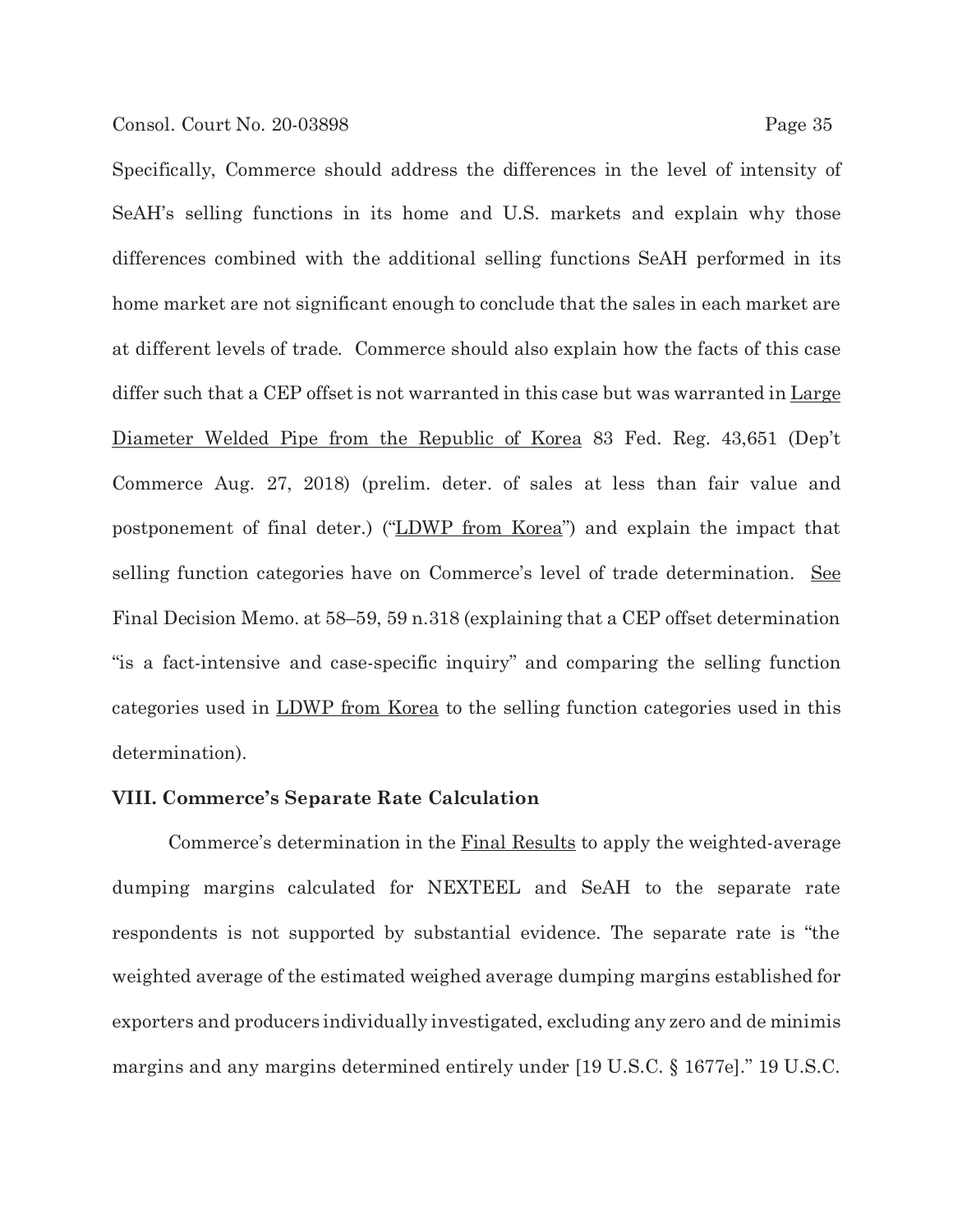Specifically, Commerce should address the differences in the level of intensity of SeAH's selling functions in its home and U.S. markets and explain why those differences combined with the additional selling functions SeAH performed in its home market are not significant enough to conclude that the sales in each market are at different levels of trade. Commerce should also explain how the facts of this case differ such that a CEP offset is not warranted in this case but was warranted in Large Diameter Welded Pipe from the Republic of Korea 83 Fed. Reg. 43,651 (Dep't Commerce Aug. 27, 2018) (prelim. deter. of sales at less than fair value and postponement of final deter.) ("LDWP from Korea") and explain the impact that selling function categories have on Commerce's level of trade determination. See Final Decision Memo. at 58–59, 59 n.318 (explaining that a CEP offset determination "is a fact-intensive and case-specific inquiry" and comparing the selling function categories used in LDWP from Korea to the selling function categories used in this determination).

**VIII. Commerce's Separate Rate Calculation**

Commerce's determination in the Final Results to apply the weighted-average dumping margins calculated for NEXTEEL and SeAH to the separate rate respondents is not supported by substantial evidence. The separate rate is "the weighted average of the estimated weighed average dumping margins established for exporters and producers individually investigated, excluding any zero and de minimis margins and any margins determined entirely under [19 U.S.C. § 1677e]." 19 U.S.C.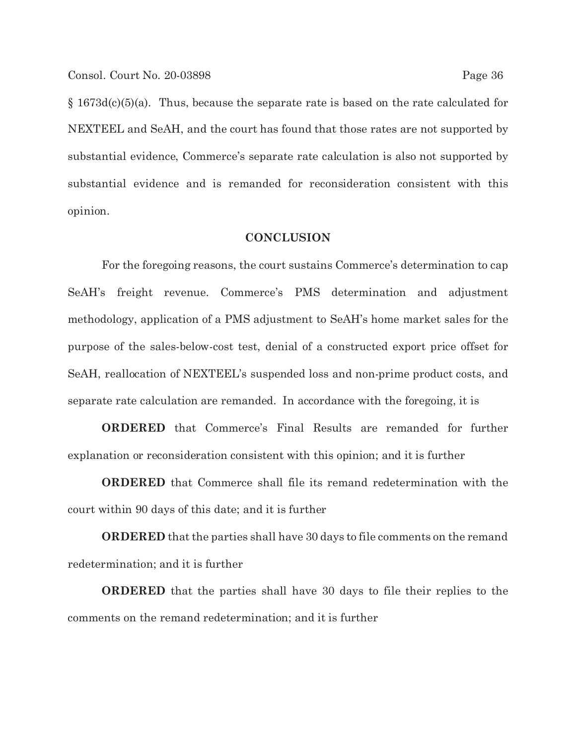§ 1673d(c)(5)(a). Thus, because the separate rate is based on the rate calculated for NEXTEEL and SeAH, and the court has found that those rates are not supported by substantial evidence, Commerce's separate rate calculation is also not supported by substantial evidence and is remanded for reconsideration consistent with this opinion.

## CONCLUSION

For the foregoing reasons, the court sustains Commerce's determination to cap SeAH's freight revenue. Commerce's PMS determination and adjustment methodology, application of a PMS adjustment to SeAH's home market sales for the purpose of the sales-below-cost test, denial of a constructed export price offset for SeAH, reallocation of NEXTEEL's suspended loss and non-prime product costs, and separate rate calculation are remanded. In accordance with the foregoing, it is

**ORDERED** that Commerce's Final Results are remanded for further explanation or reconsideration consistent with this opinion; and it is further

**ORDERED** that Commerce shall file its remand redetermination with the court within 90 days of this date; and it is further

**ORDERED** that the parties shall have 30 days to file comments on the remand redetermination; and it is further

**ORDERED** that the parties shall have 30 days to file their replies to the comments on the remand redetermination; and it is further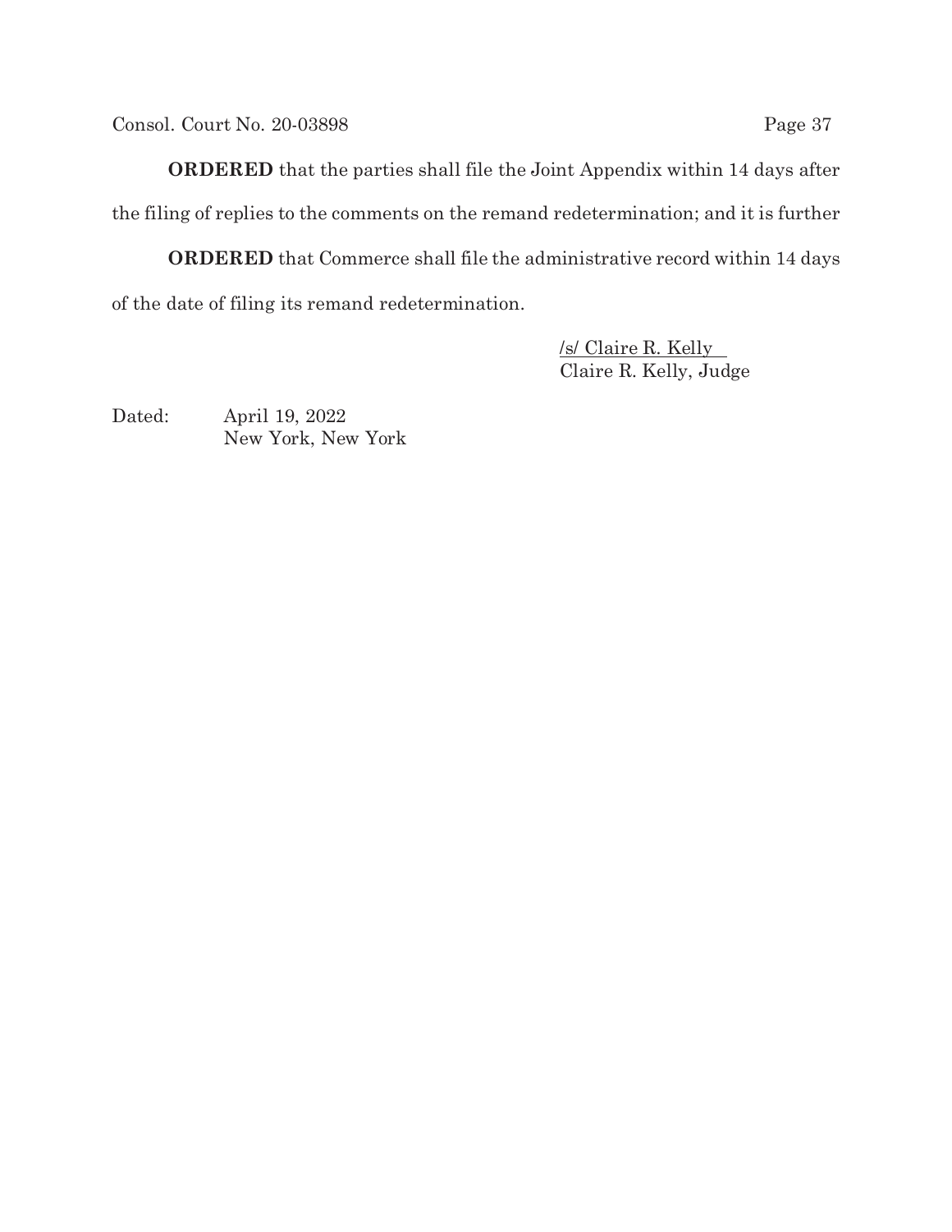**ORDERED** that the parties shall file the Joint Appendix within 14 days after the filing of replies to the comments on the remand redetermination; and it is further

**ORDERED** that Commerce shall file the administrative record within 14 days of the date of filing its remand redetermination.

/s/ Claire R. Kelly
Claire R. Kelly, Judge

Dated: April 19, 2022
New York, New York